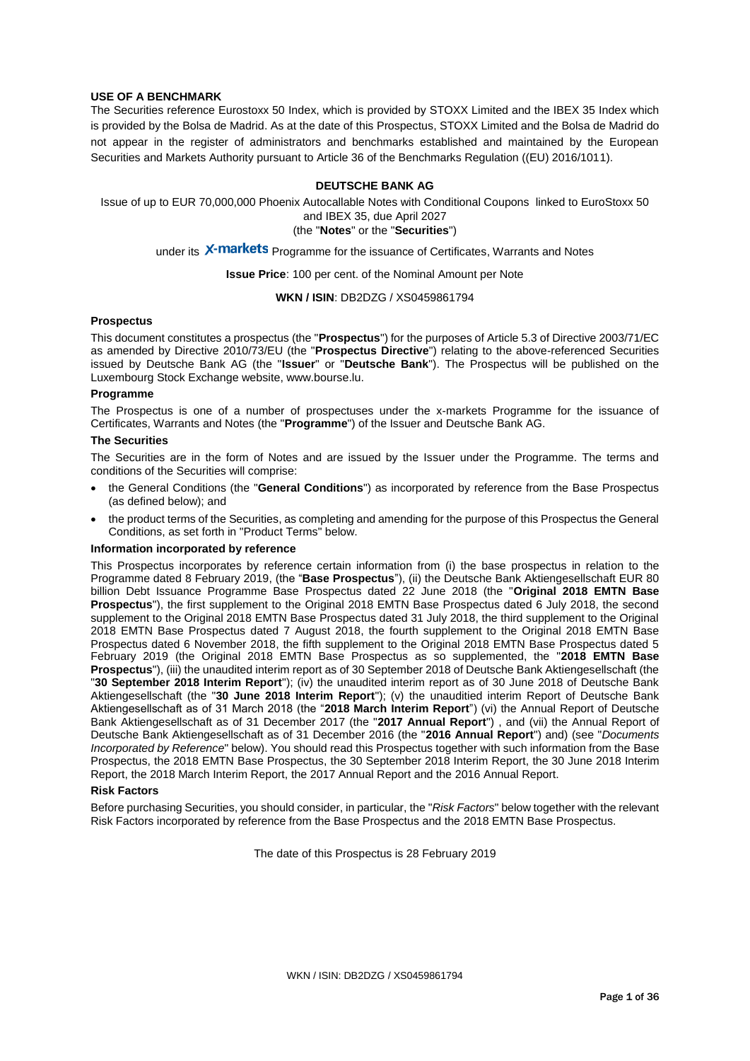**USE OF A BENCHMARK**

The Securities reference Eurostoxx 50 Index, which is provided by STOXX Limited and the IBEX 35 Index which is provided by the Bolsa de Madrid. As at the date of this Prospectus, STOXX Limited and the Bolsa de Madrid do not appear in the register of administrators and benchmarks established and maintained by the European Securities and Markets Authority pursuant to Article 36 of the Benchmarks Regulation ((EU) 2016/1011).

**DEUTSCHE BANK AG**

Issue of up to EUR 70,000,000 Phoenix Autocallable Notes with Conditional Coupons linked to EuroStoxx 50 and IBEX 35, due April 2027

(the "**Notes**" or the "**Securities**")

under its X-markets Programme for the issuance of Certificates, Warrants and Notes

**Issue Price**: 100 per cent. of the Nominal Amount per Note

**WKN / ISIN**: DB2DZG / XS0459861794

**Prospectus**

This document constitutes a prospectus (the "**Prospectus**") for the purposes of Article 5.3 of Directive 2003/71/EC as amended by Directive 2010/73/EU (the "**Prospectus Directive**") relating to the above-referenced Securities issued by Deutsche Bank AG (the "**Issuer**" or "**Deutsche Bank**"). The Prospectus will be published on the Luxembourg Stock Exchange website, www.bourse.lu.

**Programme**

The Prospectus is one of a number of prospectuses under the x-markets Programme for the issuance of Certificates, Warrants and Notes (the "**Programme**") of the Issuer and Deutsche Bank AG.

**The Securities**

The Securities are in the form of Notes and are issued by the Issuer under the Programme. The terms and conditions of the Securities will comprise:

- the General Conditions (the "**General Conditions**") as incorporated by reference from the Base Prospectus (as defined below); and
- the product terms of the Securities, as completing and amending for the purpose of this Prospectus the General Conditions, as set forth in "Product Terms" below.

**Information incorporated by reference**

This Prospectus incorporates by reference certain information from (i) the base prospectus in relation to the Programme dated 8 February 2019, (the "**Base Prospectus**"), (ii) the Deutsche Bank Aktiengesellschaft EUR 80 billion Debt Issuance Programme Base Prospectus dated 22 June 2018 (the "**Original 2018 EMTN Base Prospectus**"), the first supplement to the Original 2018 EMTN Base Prospectus dated 6 July 2018, the second supplement to the Original 2018 EMTN Base Prospectus dated 31 July 2018, the third supplement to the Original 2018 EMTN Base Prospectus dated 7 August 2018, the fourth supplement to the Original 2018 EMTN Base Prospectus dated 6 November 2018, the fifth supplement to the Original 2018 EMTN Base Prospectus dated 5 February 2019 (the Original 2018 EMTN Base Prospectus as so supplemented, the "**2018 EMTN Base Prospectus**"), (iii) the unaudited interim report as of 30 September 2018 of Deutsche Bank Aktiengesellschaft (the "**30 September 2018 Interim Report**"); (iv) the unaudited interim report as of 30 June 2018 of Deutsche Bank Aktiengesellschaft (the "**30 June 2018 Interim Report**"); (v) the unauditied interim Report of Deutsche Bank Aktiengesellschaft as of 31 March 2018 (the "**2018 March Interim Report**") (vi) the Annual Report of Deutsche Bank Aktiengesellschaft as of 31 December 2017 (the "**2017 Annual Report**") , and (vii) the Annual Report of Deutsche Bank Aktiengesellschaft as of 31 December 2016 (the "**2016 Annual Report**") and) (see "*Documents Incorporated by Reference*" below). You should read this Prospectus together with such information from the Base Prospectus, the 2018 EMTN Base Prospectus, the 30 September 2018 Interim Report, the 30 June 2018 Interim Report, the 2018 March Interim Report, the 2017 Annual Report and the 2016 Annual Report.

**Risk Factors**

Before purchasing Securities, you should consider, in particular, the "*Risk Factors*" below together with the relevant Risk Factors incorporated by reference from the Base Prospectus and the 2018 EMTN Base Prospectus.

The date of this Prospectus is 28 February 2019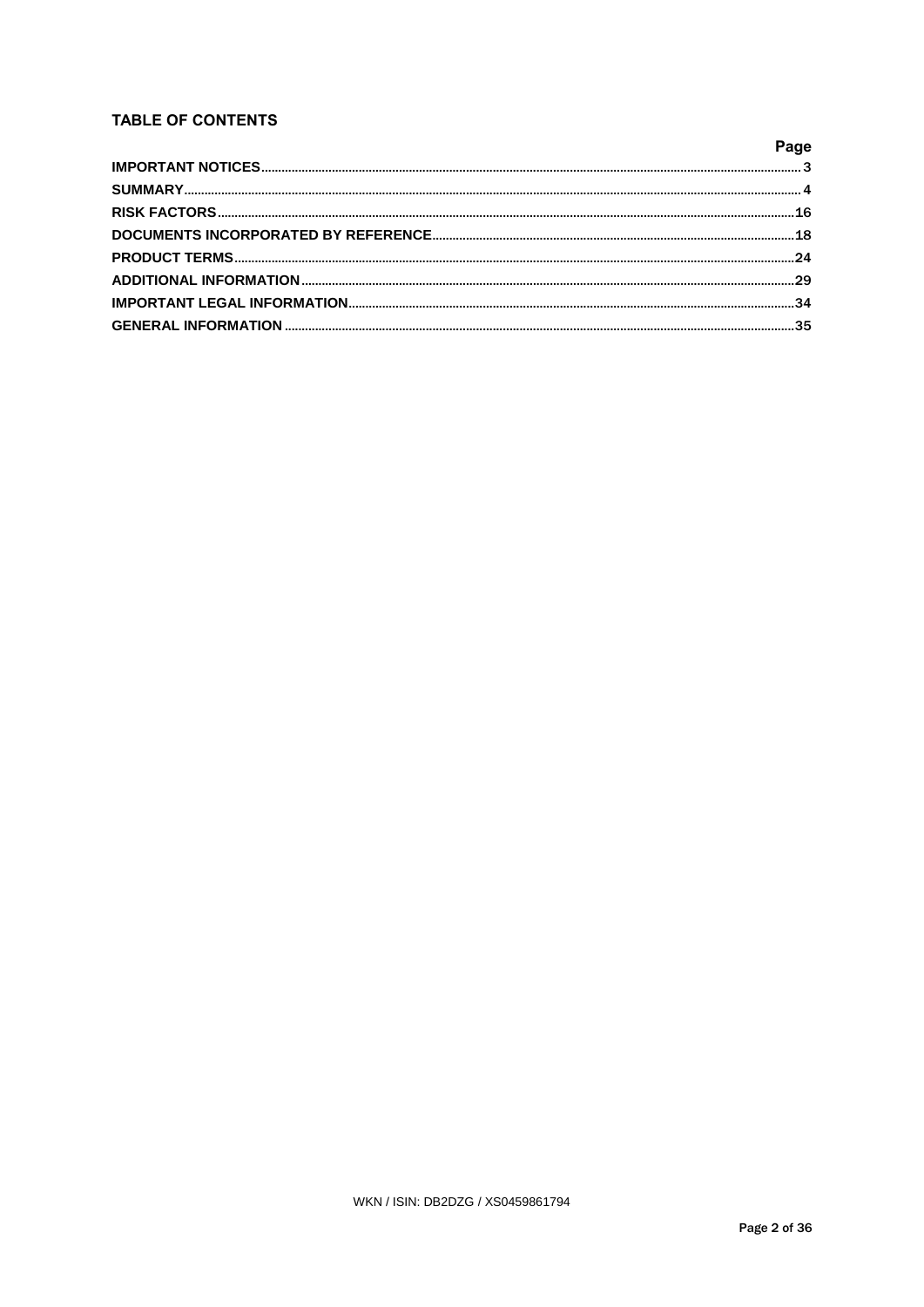## TABLE OF CONTENTS

| | Page |
|---|---|
| **IMPORTANT NOTICES** | **3** |
| **SUMMARY** | **4** |
| **RISK FACTORS** | **16** |
| **DOCUMENTS INCORPORATED BY REFERENCE** | **18** |
| **PRODUCT TERMS** | **24** |
| **ADDITIONAL INFORMATION** | **29** |
| **IMPORTANT LEGAL INFORMATION** | **34** |
| **GENERAL INFORMATION** | **35** |

WKN / ISIN: DB2DZG / XS0459861794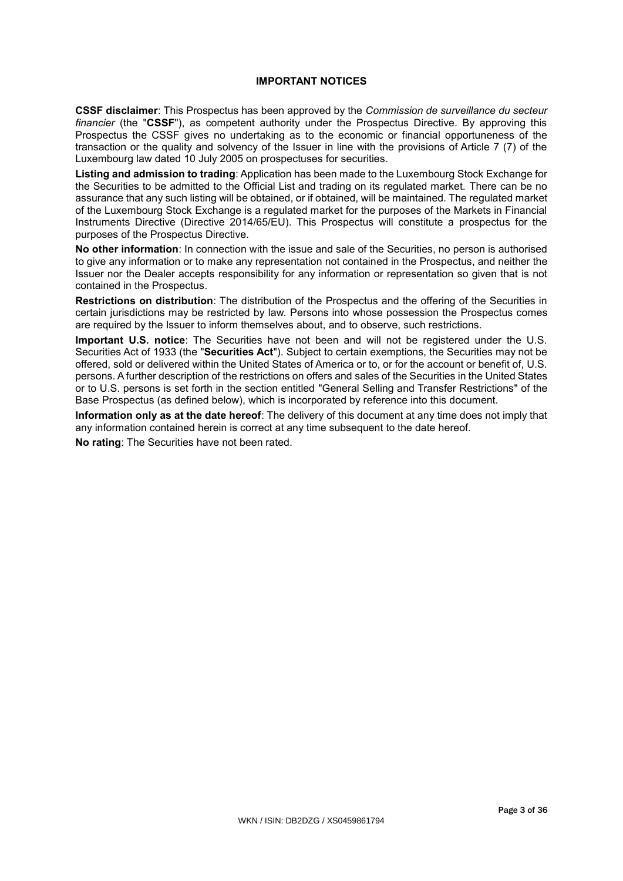## IMPORTANT NOTICES

**CSSF disclaimer**: This Prospectus has been approved by the *Commission de surveillance du secteur financier* (the "**CSSF**"), as competent authority under the Prospectus Directive. By approving this Prospectus the CSSF gives no undertaking as to the economic or financial opportuneness of the transaction or the quality and solvency of the Issuer in line with the provisions of Article 7 (7) of the Luxembourg law dated 10 July 2005 on prospectuses for securities.

**Listing and admission to trading**: Application has been made to the Luxembourg Stock Exchange for the Securities to be admitted to the Official List and trading on its regulated market. There can be no assurance that any such listing will be obtained, or if obtained, will be maintained. The regulated market of the Luxembourg Stock Exchange is a regulated market for the purposes of the Markets in Financial Instruments Directive (Directive 2014/65/EU). This Prospectus will constitute a prospectus for the purposes of the Prospectus Directive.

**No other information**: In connection with the issue and sale of the Securities, no person is authorised to give any information or to make any representation not contained in the Prospectus, and neither the Issuer nor the Dealer accepts responsibility for any information or representation so given that is not contained in the Prospectus.

**Restrictions on distribution**: The distribution of the Prospectus and the offering of the Securities in certain jurisdictions may be restricted by law. Persons into whose possession the Prospectus comes are required by the Issuer to inform themselves about, and to observe, such restrictions.

**Important U.S. notice**: The Securities have not been and will not be registered under the U.S. Securities Act of 1933 (the "**Securities Act**"). Subject to certain exemptions, the Securities may not be offered, sold or delivered within the United States of America or to, or for the account or benefit of, U.S. persons. A further description of the restrictions on offers and sales of the Securities in the United States or to U.S. persons is set forth in the section entitled "General Selling and Transfer Restrictions" of the Base Prospectus (as defined below), which is incorporated by reference into this document.

**Information only as at the date hereof**: The delivery of this document at any time does not imply that any information contained herein is correct at any time subsequent to the date hereof.

**No rating**: The Securities have not been rated.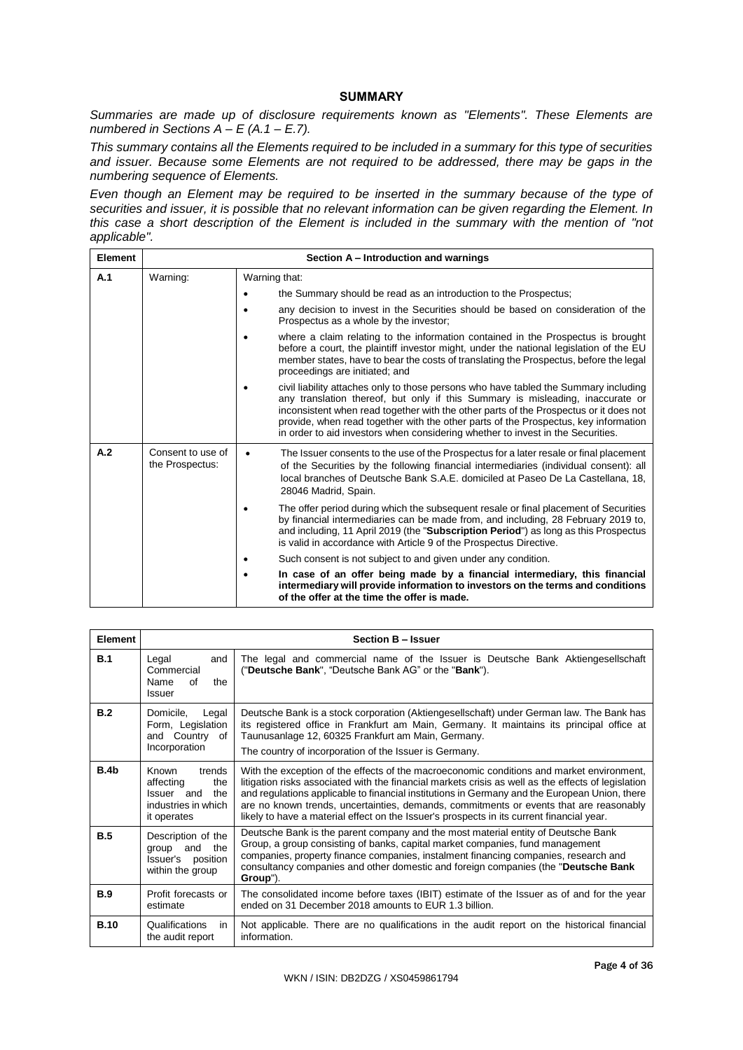# SUMMARY

*Summaries are made up of disclosure requirements known as "Elements". These Elements are numbered in Sections A – E (A.1 – E.7).*

*This summary contains all the Elements required to be included in a summary for this type of securities and issuer. Because some Elements are not required to be addressed, there may be gaps in the numbering sequence of Elements.*

*Even though an Element may be required to be inserted in the summary because of the type of securities and issuer, it is possible that no relevant information can be given regarding the Element. In this case a short description of the Element is included in the summary with the mention of "not applicable".*

| Element | Section A – Introduction and warnings | |
|---|---|---|
| **A.1** | Warning: | Warning that:<br>• the Summary should be read as an introduction to the Prospectus;<br>• any decision to invest in the Securities should be based on consideration of the Prospectus as a whole by the investor;<br>• where a claim relating to the information contained in the Prospectus is brought before a court, the plaintiff investor might, under the national legislation of the EU member states, have to bear the costs of translating the Prospectus, before the legal proceedings are initiated; and<br>• civil liability attaches only to those persons who have tabled the Summary including any translation thereof, but only if this Summary is misleading, inaccurate or inconsistent when read together with the other parts of the Prospectus or it does not provide, when read together with the other parts of the Prospectus, key information in order to aid investors when considering whether to invest in the Securities. |
| **A.2** | Consent to use of the Prospectus: | • The Issuer consents to the use of the Prospectus for a later resale or final placement of the Securities by the following financial intermediaries (individual consent): all local branches of Deutsche Bank S.A.E. domiciled at Paseo De La Castellana, 18, 28046 Madrid, Spain.<br>• The offer period during which the subsequent resale or final placement of Securities by financial intermediaries can be made from, and including, 28 February 2019 to, and including, 11 April 2019 (the "**Subscription Period**") as long as this Prospectus is valid in accordance with Article 9 of the Prospectus Directive.<br>• Such consent is not subject to and given under any condition.<br>• **In case of an offer being made by a financial intermediary, this financial intermediary will provide information to investors on the terms and conditions of the offer at the time the offer is made.** |

| Element | Section B – Issuer | |
|---|---|---|
| **B.1** | Legal and Commercial Name of the Issuer | The legal and commercial name of the Issuer is Deutsche Bank Aktiengesellschaft ("**Deutsche Bank**", "Deutsche Bank AG" or the "**Bank**"). |
| **B.2** | Domicile, Legal Form, Legislation and Country of Incorporation | Deutsche Bank is a stock corporation (Aktiengesellschaft) under German law. The Bank has its registered office in Frankfurt am Main, Germany. It maintains its principal office at Taunusanlage 12, 60325 Frankfurt am Main, Germany.<br>The country of incorporation of the Issuer is Germany. |
| **B.4b** | Known trends affecting the Issuer and the industries in which it operates | With the exception of the effects of the macroeconomic conditions and market environment, litigation risks associated with the financial markets crisis as well as the effects of legislation and regulations applicable to financial institutions in Germany and the European Union, there are no known trends, uncertainties, demands, commitments or events that are reasonably likely to have a material effect on the Issuer's prospects in its current financial year. |
| **B.5** | Description of the group and the Issuer's position within the group | Deutsche Bank is the parent company and the most material entity of Deutsche Bank Group, a group consisting of banks, capital market companies, fund management companies, property finance companies, instalment financing companies, research and consultancy companies and other domestic and foreign companies (the "**Deutsche Bank Group**"). |
| **B.9** | Profit forecasts or estimate | The consolidated income before taxes (IBIT) estimate of the Issuer as of and for the year ended on 31 December 2018 amounts to EUR 1.3 billion. |
| **B.10** | Qualifications in the audit report | Not applicable. There are no qualifications in the audit report on the historical financial information. |

WKN / ISIN: DB2DZG / XS0459861794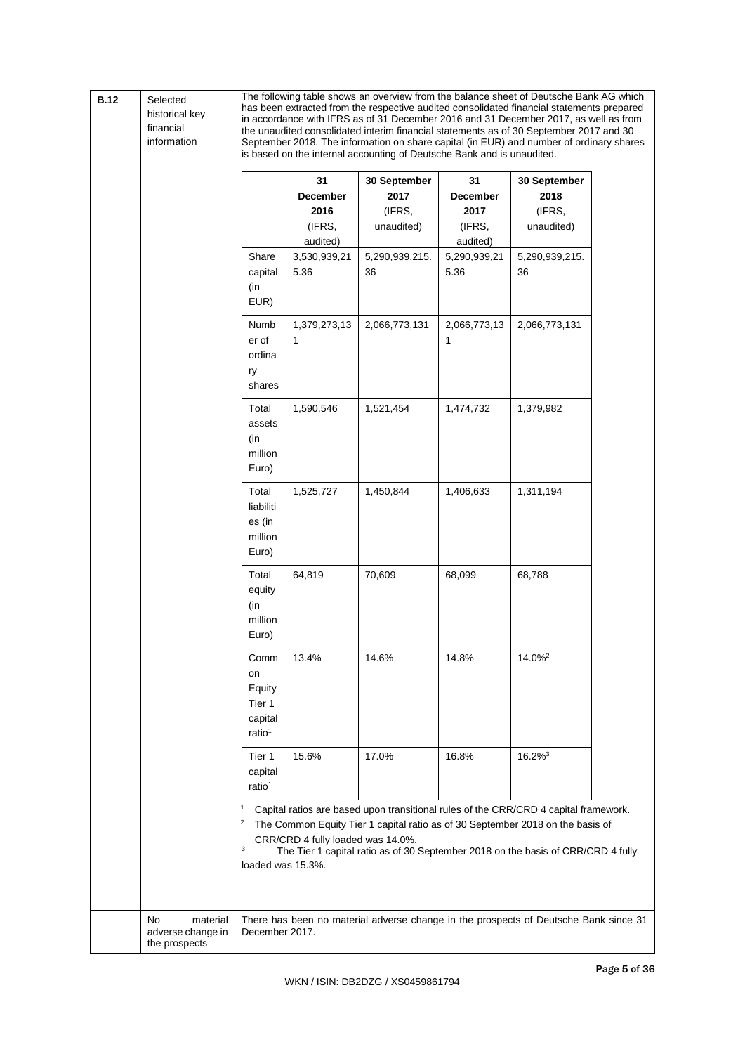| B.12 | Selected historical key financial information | The following table shows an overview from the balance sheet of Deutsche Bank AG which has been extracted from the respective audited consolidated financial statements prepared in accordance with IFRS as of 31 December 2016 and 31 December 2017, as well as from the unaudited consolidated interim financial statements as of 30 September 2017 and 30 September 2018. The information on share capital (in EUR) and number of ordinary shares is based on the internal accounting of Deutsche Bank and is unaudited. |
|---|---|---|

| | 31 December 2016 (IFRS, audited) | 30 September 2017 (IFRS, unaudited) | 31 December 2017 (IFRS, audited) | 30 September 2018 (IFRS, unaudited) |
|---|---|---|---|---|
| Share capital (in EUR) | 3,530,939,215.36 | 5,290,939,215.36 | 5,290,939,215.36 | 5,290,939,215.36 |
| Number of ordinary shares | 1,379,273,131 | 2,066,773,131 | 2,066,773,131 | 2,066,773,131 |
| Total assets (in million Euro) | 1,590,546 | 1,521,454 | 1,474,732 | 1,379,982 |
| Total liabilities (in million Euro) | 1,525,727 | 1,450,844 | 1,406,633 | 1,311,194 |
| Total equity (in million Euro) | 64,819 | 70,609 | 68,099 | 68,788 |
| Common Equity Tier 1 capital ratio[1] | 13.4% | 14.6% | 14.8% | 14.0%[2] |
| Tier 1 capital ratio[1] | 15.6% | 17.0% | 16.8% | 16.2%[3] |

[1] Capital ratios are based upon transitional rules of the CRR/CRD 4 capital framework.

[2] The Common Equity Tier 1 capital ratio as of 30 September 2018 on the basis of CRR/CRD 4 fully loaded was 14.0%.

[3] The Tier 1 capital ratio as of 30 September 2018 on the basis of CRR/CRD 4 fully loaded was 15.3%.

| | | |
|---|---|---|
| | No material adverse change in the prospects | There has been no material adverse change in the prospects of Deutsche Bank since 31 December 2017. |

WKN / ISIN: DB2DZG / XS0459861794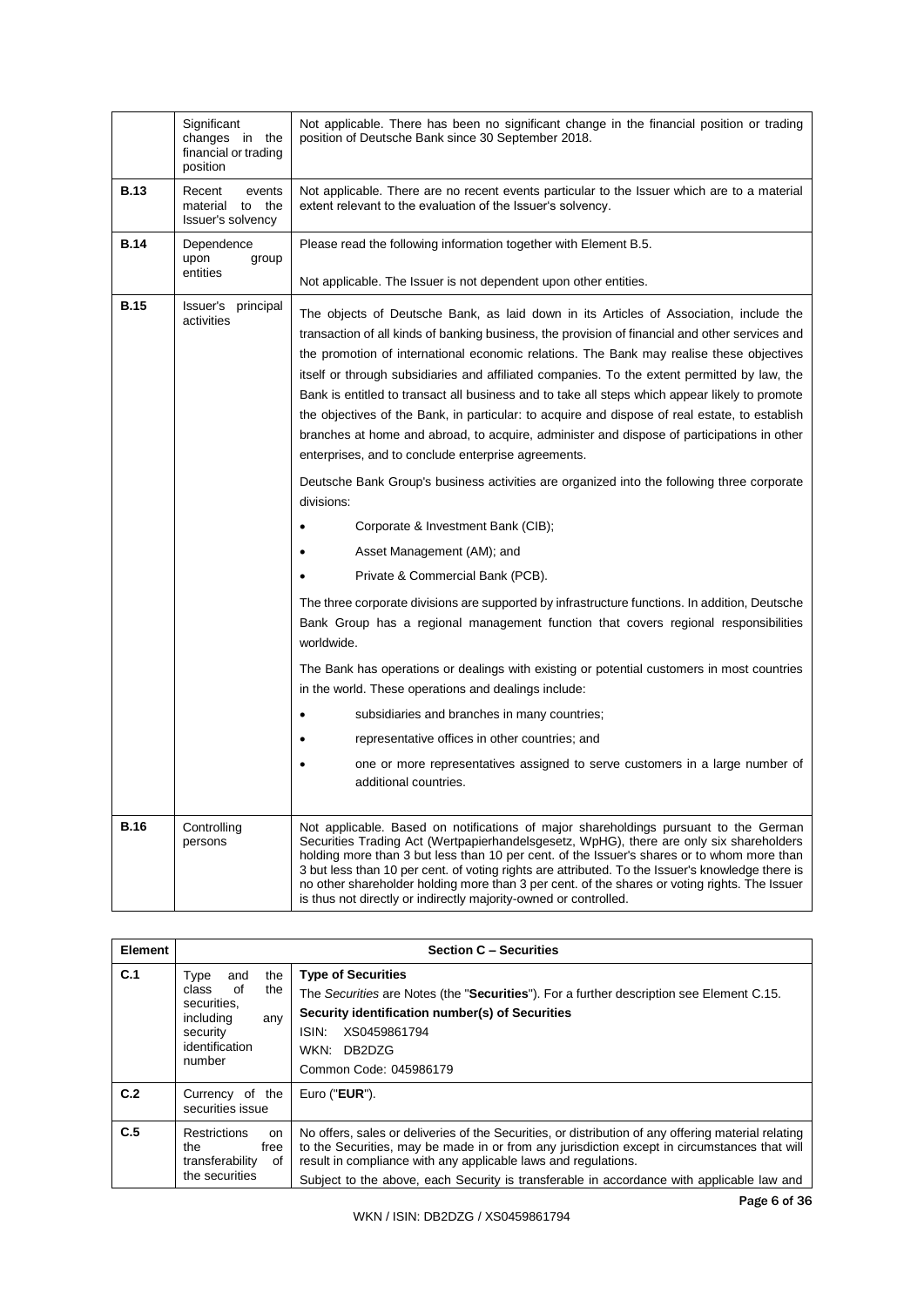| | | |
|---|---|---|
| | Significant changes in the financial or trading position | Not applicable. There has been no significant change in the financial position or trading position of Deutsche Bank since 30 September 2018. |
| **B.13** | Recent events material to the Issuer's solvency | Not applicable. There are no recent events particular to the Issuer which are to a material extent relevant to the evaluation of the Issuer's solvency. |
| **B.14** | Dependence upon group entities | Please read the following information together with Element B.5.<br><br>Not applicable. The Issuer is not dependent upon other entities. |
| **B.15** | Issuer's principal activities | The objects of Deutsche Bank, as laid down in its Articles of Association, include the transaction of all kinds of banking business, the provision of financial and other services and the promotion of international economic relations. The Bank may realise these objectives itself or through subsidiaries and affiliated companies. To the extent permitted by law, the Bank is entitled to transact all business and to take all steps which appear likely to promote the objectives of the Bank, in particular: to acquire and dispose of real estate, to establish branches at home and abroad, to acquire, administer and dispose of participations in other enterprises, and to conclude enterprise agreements.<br><br>Deutsche Bank Group's business activities are organized into the following three corporate divisions:<br><br>• Corporate & Investment Bank (CIB);<br>• Asset Management (AM); and<br>• Private & Commercial Bank (PCB).<br><br>The three corporate divisions are supported by infrastructure functions. In addition, Deutsche Bank Group has a regional management function that covers regional responsibilities worldwide.<br><br>The Bank has operations or dealings with existing or potential customers in most countries in the world. These operations and dealings include:<br><br>• subsidiaries and branches in many countries;<br>• representative offices in other countries; and<br>• one or more representatives assigned to serve customers in a large number of additional countries. |
| **B.16** | Controlling persons | Not applicable. Based on notifications of major shareholdings pursuant to the German Securities Trading Act (Wertpapierhandelsgesetz, WpHG), there are only six shareholders holding more than 3 but less than 10 per cent. of the Issuer's shares or to whom more than 3 but less than 10 per cent. of voting rights are attributed. To the Issuer's knowledge there is no other shareholder holding more than 3 per cent. of the shares or voting rights. The Issuer is thus not directly or indirectly majority-owned or controlled. |

| **Element** | **Section C – Securities** | |
|---|---|---|
| **C.1** | Type and the class of the securities, including any security identification number | **Type of Securities**<br>The *Securities* are Notes (the "**Securities**"). For a further description see Element C.15.<br>**Security identification number(s) of Securities**<br>ISIN: XS0459861794<br>WKN: DB2DZG<br>Common Code: 045986179 |
| **C.2** | Currency of the securities issue | Euro ("**EUR**"). |
| **C.5** | Restrictions on the free transferability of the securities | No offers, sales or deliveries of the Securities, or distribution of any offering material relating to the Securities, may be made in or from any jurisdiction except in circumstances that will result in compliance with any applicable laws and regulations.<br>Subject to the above, each Security is transferable in accordance with applicable law and |

WKN / ISIN: DB2DZG / XS0459861794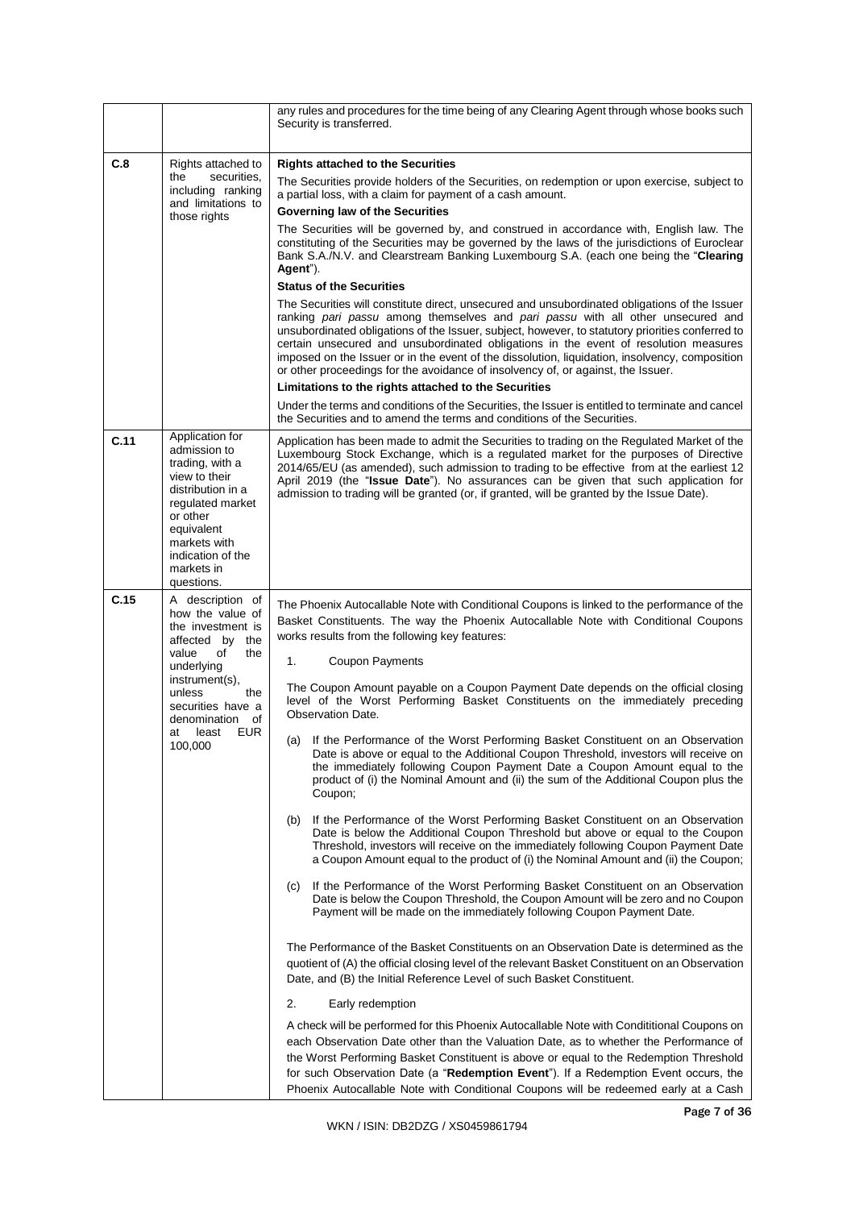| | | |
|---|---|---|
| | | any rules and procedures for the time being of any Clearing Agent through whose books such Security is transferred. |
| C.8 | Rights attached to the securities, including ranking and limitations to those rights | **Rights attached to the Securities**<br><br>The Securities provide holders of the Securities, on redemption or upon exercise, subject to a partial loss, with a claim for payment of a cash amount.<br><br>**Governing law of the Securities**<br><br>The Securities will be governed by, and construed in accordance with, English law. The constituting of the Securities may be governed by the laws of the jurisdictions of Euroclear Bank S.A./N.V. and Clearstream Banking Luxembourg S.A. (each one being the "**Clearing Agent**").<br><br>**Status of the Securities**<br><br>The Securities will constitute direct, unsecured and unsubordinated obligations of the Issuer ranking *pari passu* among themselves and *pari passu* with all other unsecured and unsubordinated obligations of the Issuer, subject, however, to statutory priorities conferred to certain unsecured and unsubordinated obligations in the event of resolution measures imposed on the Issuer or in the event of the dissolution, liquidation, insolvency, composition or other proceedings for the avoidance of insolvency of, or against, the Issuer.<br><br>**Limitations to the rights attached to the Securities**<br><br>Under the terms and conditions of the Securities, the Issuer is entitled to terminate and cancel the Securities and to amend the terms and conditions of the Securities. |
| C.11 | Application for admission to trading, with a view to their distribution in a regulated market or other equivalent markets with indication of the markets in questions. | Application has been made to admit the Securities to trading on the Regulated Market of the Luxembourg Stock Exchange, which is a regulated market for the purposes of Directive 2014/65/EU (as amended), such admission to trading to be effective from at the earliest 12 April 2019 (the "**Issue Date**"). No assurances can be given that such application for admission to trading will be granted (or, if granted, will be granted by the Issue Date). |
| C.15 | A description of how the value of the investment is affected by the value of the underlying instrument(s), unless the securities have a denomination of at least EUR 100,000 | The Phoenix Autocallable Note with Conditional Coupons is linked to the performance of the Basket Constituents. The way the Phoenix Autocallable Note with Conditional Coupons works results from the following key features:<br><br>1. Coupon Payments<br><br>The Coupon Amount payable on a Coupon Payment Date depends on the official closing level of the Worst Performing Basket Constituents on the immediately preceding Observation Date.<br><br>(a) If the Performance of the Worst Performing Basket Constituent on an Observation Date is above or equal to the Additional Coupon Threshold, investors will receive on the immediately following Coupon Payment Date a Coupon Amount equal to the product of (i) the Nominal Amount and (ii) the sum of the Additional Coupon plus the Coupon;<br><br>(b) If the Performance of the Worst Performing Basket Constituent on an Observation Date is below the Additional Coupon Threshold but above or equal to the Coupon Threshold, investors will receive on the immediately following Coupon Payment Date a Coupon Amount equal to the product of (i) the Nominal Amount and (ii) the Coupon;<br><br>(c) If the Performance of the Worst Performing Basket Constituent on an Observation Date is below the Coupon Threshold, the Coupon Amount will be zero and no Coupon Payment will be made on the immediately following Coupon Payment Date.<br><br>The Performance of the Basket Constituents on an Observation Date is determined as the quotient of (A) the official closing level of the relevant Basket Constituent on an Observation Date, and (B) the Initial Reference Level of such Basket Constituent.<br><br>2. Early redemption<br><br>A check will be performed for this Phoenix Autocallable Note with Condititional Coupons on each Observation Date other than the Valuation Date, as to whether the Performance of the Worst Performing Basket Constituent is above or equal to the Redemption Threshold for such Observation Date (a "**Redemption Event**"). If a Redemption Event occurs, the Phoenix Autocallable Note with Conditional Coupons will be redeemed early at a Cash |

WKN / ISIN: DB2DZG / XS0459861794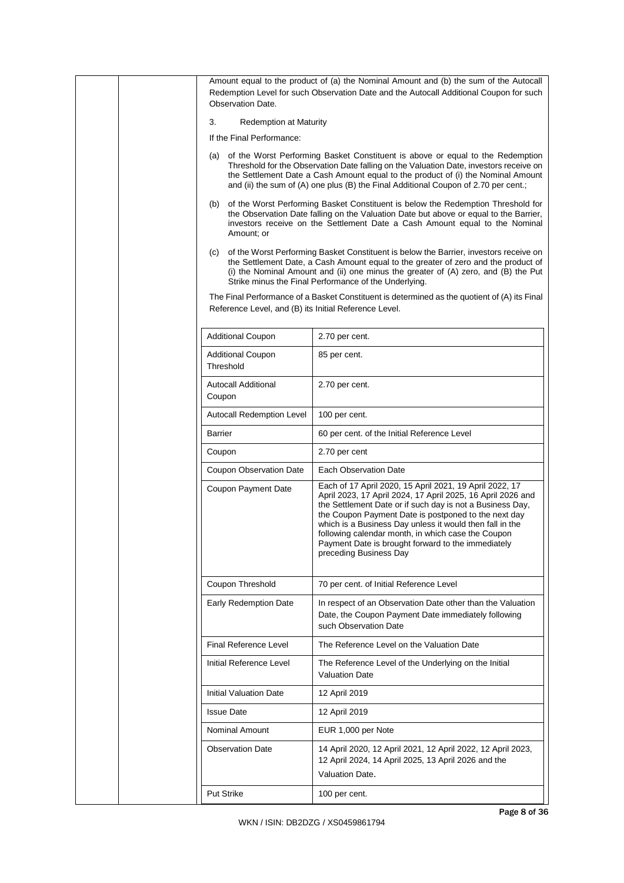Amount equal to the product of (a) the Nominal Amount and (b) the sum of the Autocall Redemption Level for such Observation Date and the Autocall Additional Coupon for such Observation Date.

3. Redemption at Maturity

If the Final Performance:

(a) of the Worst Performing Basket Constituent is above or equal to the Redemption Threshold for the Observation Date falling on the Valuation Date, investors receive on the Settlement Date a Cash Amount equal to the product of (i) the Nominal Amount and (ii) the sum of (A) one plus (B) the Final Additional Coupon of 2.70 per cent.;

(b) of the Worst Performing Basket Constituent is below the Redemption Threshold for the Observation Date falling on the Valuation Date but above or equal to the Barrier, investors receive on the Settlement Date a Cash Amount equal to the Nominal Amount; or

(c) of the Worst Performing Basket Constituent is below the Barrier, investors receive on the Settlement Date, a Cash Amount equal to the greater of zero and the product of (i) the Nominal Amount and (ii) one minus the greater of (A) zero, and (B) the Put Strike minus the Final Performance of the Underlying.

The Final Performance of a Basket Constituent is determined as the quotient of (A) its Final Reference Level, and (B) its Initial Reference Level.

| | |
|---|---|
| Additional Coupon | 2.70 per cent. |
| Additional Coupon Threshold | 85 per cent. |
| Autocall Additional Coupon | 2.70 per cent. |
| Autocall Redemption Level | 100 per cent. |
| Barrier | 60 per cent. of the Initial Reference Level |
| Coupon | 2.70 per cent |
| Coupon Observation Date | Each Observation Date |
| Coupon Payment Date | Each of 17 April 2020, 15 April 2021, 19 April 2022, 17 April 2023, 17 April 2024, 17 April 2025, 16 April 2026 and the Settlement Date or if such day is not a Business Day, the Coupon Payment Date is postponed to the next day which is a Business Day unless it would then fall in the following calendar month, in which case the Coupon Payment Date is brought forward to the immediately preceding Business Day |
| Coupon Threshold | 70 per cent. of Initial Reference Level |
| Early Redemption Date | In respect of an Observation Date other than the Valuation Date, the Coupon Payment Date immediately following such Observation Date |
| Final Reference Level | The Reference Level on the Valuation Date |
| Initial Reference Level | The Reference Level of the Underlying on the Initial Valuation Date |
| Initial Valuation Date | 12 April 2019 |
| Issue Date | 12 April 2019 |
| Nominal Amount | EUR 1,000 per Note |
| Observation Date | 14 April 2020, 12 April 2021, 12 April 2022, 12 April 2023, 12 April 2024, 14 April 2025, 13 April 2026 and the Valuation Date. |
| Put Strike | 100 per cent. |

WKN / ISIN: DB2DZG / XS0459861794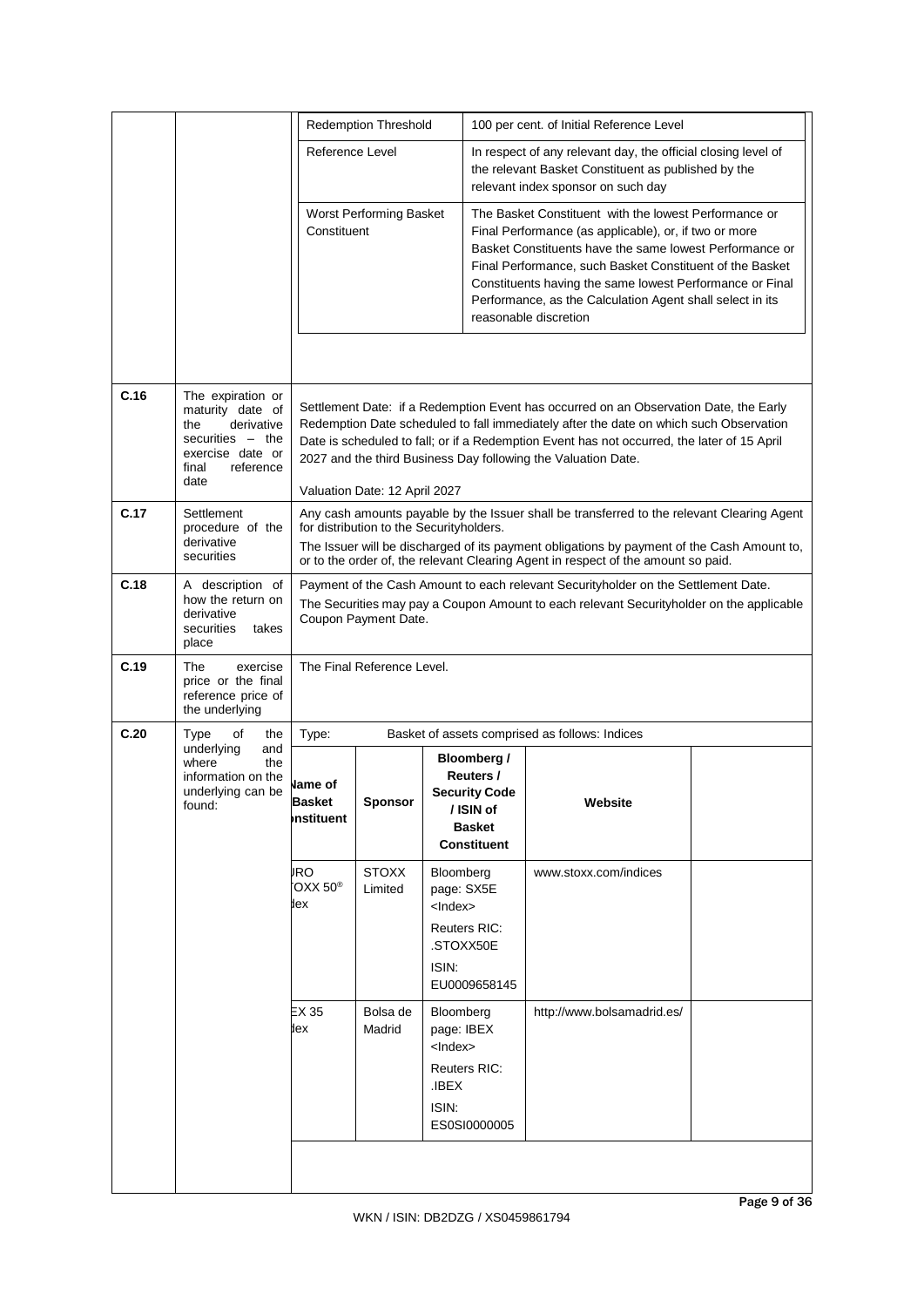| | | | |
|---|---|---|---|
| | | Redemption Threshold | 100 per cent. of Initial Reference Level |
| | | Reference Level | In respect of any relevant day, the official closing level of the relevant Basket Constituent as published by the relevant index sponsor on such day |
| | | Worst Performing Basket Constituent | The Basket Constituent with the lowest Performance or Final Performance (as applicable), or, if two or more Basket Constituents have the same lowest Performance or Final Performance, such Basket Constituent of the Basket Constituents having the same lowest Performance or Final Performance, as the Calculation Agent shall select in its reasonable discretion |

| | | |
|---|---|---|
| **C.16** | The expiration or maturity date of the derivative securities – the exercise date or final reference date | Settlement Date: if a Redemption Event has occurred on an Observation Date, the Early Redemption Date scheduled to fall immediately after the date on which such Observation Date is scheduled to fall; or if a Redemption Event has not occurred, the later of 15 April 2027 and the third Business Day following the Valuation Date.<br><br>Valuation Date: 12 April 2027 |
| **C.17** | Settlement procedure of the derivative securities | Any cash amounts payable by the Issuer shall be transferred to the relevant Clearing Agent for distribution to the Securityholders.<br>The Issuer will be discharged of its payment obligations by payment of the Cash Amount to, or to the order of, the relevant Clearing Agent in respect of the amount so paid. |
| **C.18** | A description of how the return on derivative securities takes place | Payment of the Cash Amount to each relevant Securityholder on the Settlement Date.<br>The Securities may pay a Coupon Amount to each relevant Securityholder on the applicable Coupon Payment Date. |
| **C.19** | The exercise price or the final reference price of the underlying | The Final Reference Level. |
| **C.20** | Type of the underlying and where the information on the underlying can be found: | Type: Basket of assets comprised as follows: Indices |

| Name of Basket Constituent | Sponsor | Bloomberg / Reuters / Security Code / ISIN of Basket Constituent | Website | |
|---|---|---|---|---|
| EURO STOXX 50® Index | STOXX Limited | Bloomberg page: SX5E <Index><br>Reuters RIC: .STOXX50E<br>ISIN: EU0009658145 | www.stoxx.com/indices | |
| IBEX 35 Index | Bolsa de Madrid | Bloomberg page: IBEX <Index><br>Reuters RIC: .IBEX<br>ISIN: ES0SI0000005 | http://www.bolsamadrid.es/ | |

WKN / ISIN: DB2DZG / XS0459861794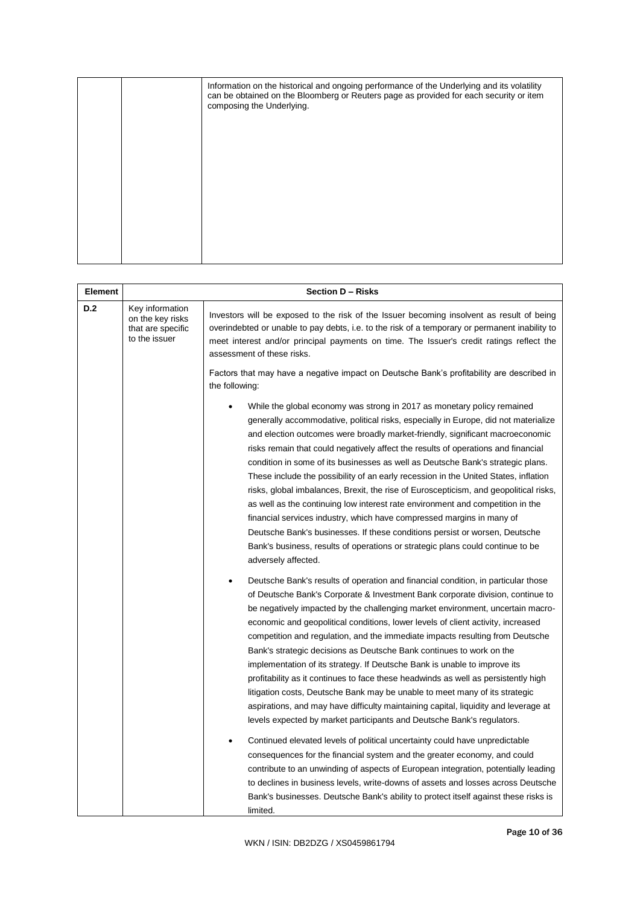| | | Information on the historical and ongoing performance of the Underlying and its volatility can be obtained on the Bloomberg or Reuters page as provided for each security or item composing the Underlying. |
|---|---|---|

| Element | Section D – Risks | |
|---|---|---|
| D.2 | Key information on the key risks that are specific to the issuer | Investors will be exposed to the risk of the Issuer becoming insolvent as result of being overindebted or unable to pay debts, i.e. to the risk of a temporary or permanent inability to meet interest and/or principal payments on time. The Issuer's credit ratings reflect the assessment of these risks.<br><br>Factors that may have a negative impact on Deutsche Bank's profitability are described in the following:<br><br>• While the global economy was strong in 2017 as monetary policy remained generally accommodative, political risks, especially in Europe, did not materialize and election outcomes were broadly market-friendly, significant macroeconomic risks remain that could negatively affect the results of operations and financial condition in some of its businesses as well as Deutsche Bank's strategic plans. These include the possibility of an early recession in the United States, inflation risks, global imbalances, Brexit, the rise of Euroscepticism, and geopolitical risks, as well as the continuing low interest rate environment and competition in the financial services industry, which have compressed margins in many of Deutsche Bank's businesses. If these conditions persist or worsen, Deutsche Bank's business, results of operations or strategic plans could continue to be adversely affected.<br><br>• Deutsche Bank's results of operation and financial condition, in particular those of Deutsche Bank's Corporate & Investment Bank corporate division, continue to be negatively impacted by the challenging market environment, uncertain macro-economic and geopolitical conditions, lower levels of client activity, increased competition and regulation, and the immediate impacts resulting from Deutsche Bank's strategic decisions as Deutsche Bank continues to work on the implementation of its strategy. If Deutsche Bank is unable to improve its profitability as it continues to face these headwinds as well as persistently high litigation costs, Deutsche Bank may be unable to meet many of its strategic aspirations, and may have difficulty maintaining capital, liquidity and leverage at levels expected by market participants and Deutsche Bank's regulators.<br><br>• Continued elevated levels of political uncertainty could have unpredictable consequences for the financial system and the greater economy, and could contribute to an unwinding of aspects of European integration, potentially leading to declines in business levels, write-downs of assets and losses across Deutsche Bank's businesses. Deutsche Bank's ability to protect itself against these risks is limited. |

WKN / ISIN: DB2DZG / XS0459861794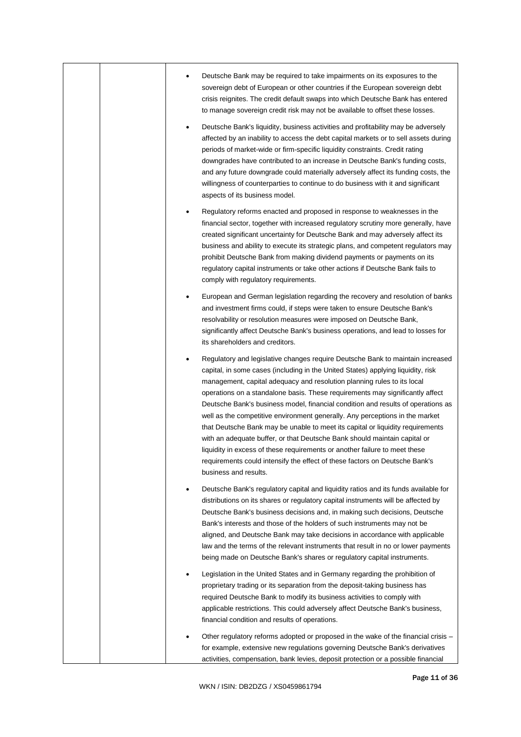- Deutsche Bank may be required to take impairments on its exposures to the sovereign debt of European or other countries if the European sovereign debt crisis reignites. The credit default swaps into which Deutsche Bank has entered to manage sovereign credit risk may not be available to offset these losses.

- Deutsche Bank's liquidity, business activities and profitability may be adversely affected by an inability to access the debt capital markets or to sell assets during periods of market-wide or firm-specific liquidity constraints. Credit rating downgrades have contributed to an increase in Deutsche Bank's funding costs, and any future downgrade could materially adversely affect its funding costs, the willingness of counterparties to continue to do business with it and significant aspects of its business model.

- Regulatory reforms enacted and proposed in response to weaknesses in the financial sector, together with increased regulatory scrutiny more generally, have created significant uncertainty for Deutsche Bank and may adversely affect its business and ability to execute its strategic plans, and competent regulators may prohibit Deutsche Bank from making dividend payments or payments on its regulatory capital instruments or take other actions if Deutsche Bank fails to comply with regulatory requirements.

- European and German legislation regarding the recovery and resolution of banks and investment firms could, if steps were taken to ensure Deutsche Bank's resolvability or resolution measures were imposed on Deutsche Bank, significantly affect Deutsche Bank's business operations, and lead to losses for its shareholders and creditors.

- Regulatory and legislative changes require Deutsche Bank to maintain increased capital, in some cases (including in the United States) applying liquidity, risk management, capital adequacy and resolution planning rules to its local operations on a standalone basis. These requirements may significantly affect Deutsche Bank's business model, financial condition and results of operations as well as the competitive environment generally. Any perceptions in the market that Deutsche Bank may be unable to meet its capital or liquidity requirements with an adequate buffer, or that Deutsche Bank should maintain capital or liquidity in excess of these requirements or another failure to meet these requirements could intensify the effect of these factors on Deutsche Bank's business and results.

- Deutsche Bank's regulatory capital and liquidity ratios and its funds available for distributions on its shares or regulatory capital instruments will be affected by Deutsche Bank's business decisions and, in making such decisions, Deutsche Bank's interests and those of the holders of such instruments may not be aligned, and Deutsche Bank may take decisions in accordance with applicable law and the terms of the relevant instruments that result in no or lower payments being made on Deutsche Bank's shares or regulatory capital instruments.

- Legislation in the United States and in Germany regarding the prohibition of proprietary trading or its separation from the deposit-taking business has required Deutsche Bank to modify its business activities to comply with applicable restrictions. This could adversely affect Deutsche Bank's business, financial condition and results of operations.

- Other regulatory reforms adopted or proposed in the wake of the financial crisis – for example, extensive new regulations governing Deutsche Bank's derivatives activities, compensation, bank levies, deposit protection or a possible financial

WKN / ISIN: DB2DZG / XS0459861794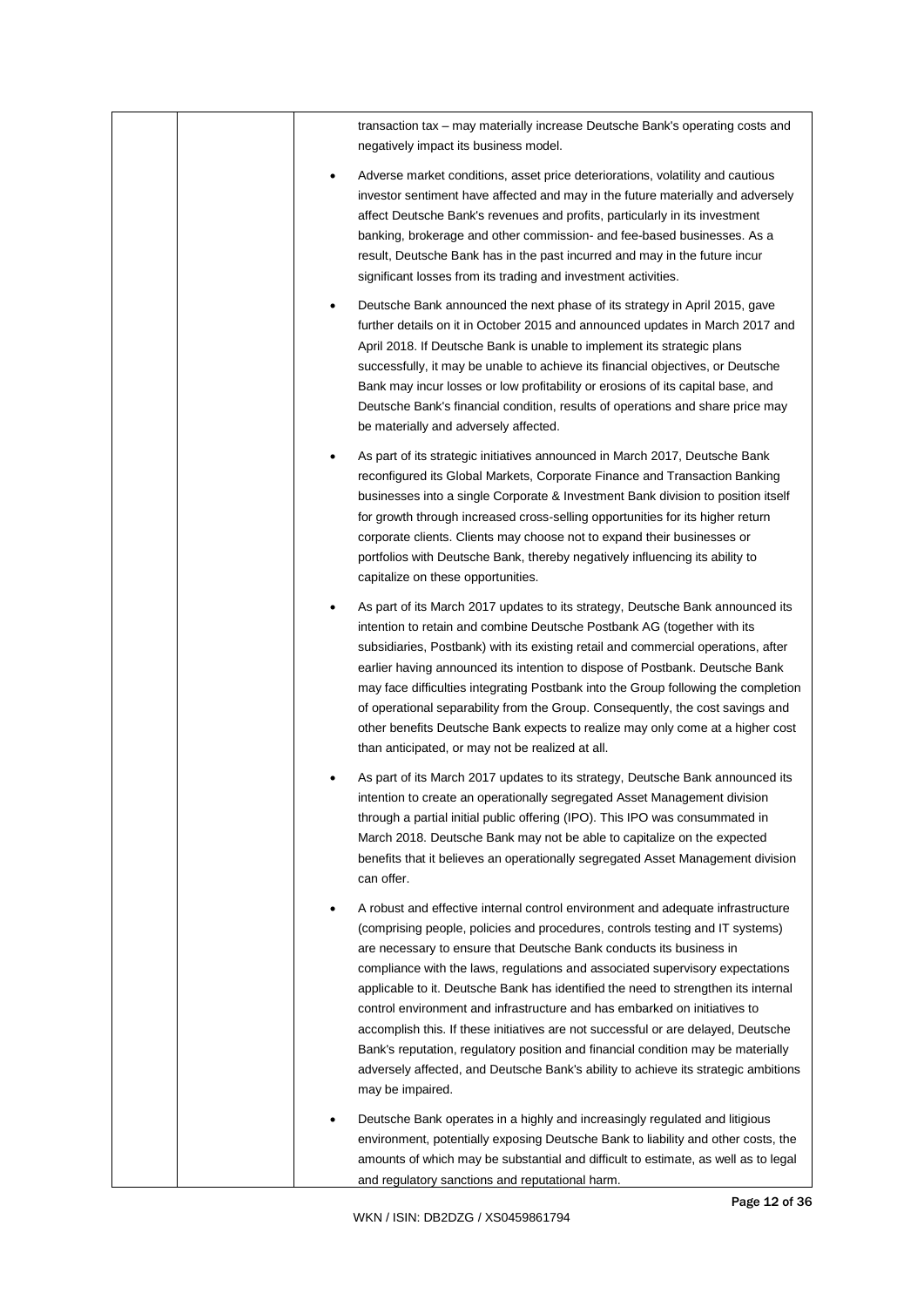| | | transaction tax – may materially increase Deutsche Bank's operating costs and negatively impact its business model.<br><br>• Adverse market conditions, asset price deteriorations, volatility and cautious investor sentiment have affected and may in the future materially and adversely affect Deutsche Bank's revenues and profits, particularly in its investment banking, brokerage and other commission- and fee-based businesses. As a result, Deutsche Bank has in the past incurred and may in the future incur significant losses from its trading and investment activities.<br><br>• Deutsche Bank announced the next phase of its strategy in April 2015, gave further details on it in October 2015 and announced updates in March 2017 and April 2018. If Deutsche Bank is unable to implement its strategic plans successfully, it may be unable to achieve its financial objectives, or Deutsche Bank may incur losses or low profitability or erosions of its capital base, and Deutsche Bank's financial condition, results of operations and share price may be materially and adversely affected.<br><br>• As part of its strategic initiatives announced in March 2017, Deutsche Bank reconfigured its Global Markets, Corporate Finance and Transaction Banking businesses into a single Corporate & Investment Bank division to position itself for growth through increased cross-selling opportunities for its higher return corporate clients. Clients may choose not to expand their businesses or portfolios with Deutsche Bank, thereby negatively influencing its ability to capitalize on these opportunities.<br><br>• As part of its March 2017 updates to its strategy, Deutsche Bank announced its intention to retain and combine Deutsche Postbank AG (together with its subsidiaries, Postbank) with its existing retail and commercial operations, after earlier having announced its intention to dispose of Postbank. Deutsche Bank may face difficulties integrating Postbank into the Group following the completion of operational separability from the Group. Consequently, the cost savings and other benefits Deutsche Bank expects to realize may only come at a higher cost than anticipated, or may not be realized at all.<br><br>• As part of its March 2017 updates to its strategy, Deutsche Bank announced its intention to create an operationally segregated Asset Management division through a partial initial public offering (IPO). This IPO was consummated in March 2018. Deutsche Bank may not be able to capitalize on the expected benefits that it believes an operationally segregated Asset Management division can offer.<br><br>• A robust and effective internal control environment and adequate infrastructure (comprising people, policies and procedures, controls testing and IT systems) are necessary to ensure that Deutsche Bank conducts its business in compliance with the laws, regulations and associated supervisory expectations applicable to it. Deutsche Bank has identified the need to strengthen its internal control environment and infrastructure and has embarked on initiatives to accomplish this. If these initiatives are not successful or are delayed, Deutsche Bank's reputation, regulatory position and financial condition may be materially adversely affected, and Deutsche Bank's ability to achieve its strategic ambitions may be impaired.<br><br>• Deutsche Bank operates in a highly and increasingly regulated and litigious environment, potentially exposing Deutsche Bank to liability and other costs, the amounts of which may be substantial and difficult to estimate, as well as to legal and regulatory sanctions and reputational harm. |
|---|---|---|

WKN / ISIN: DB2DZG / XS0459861794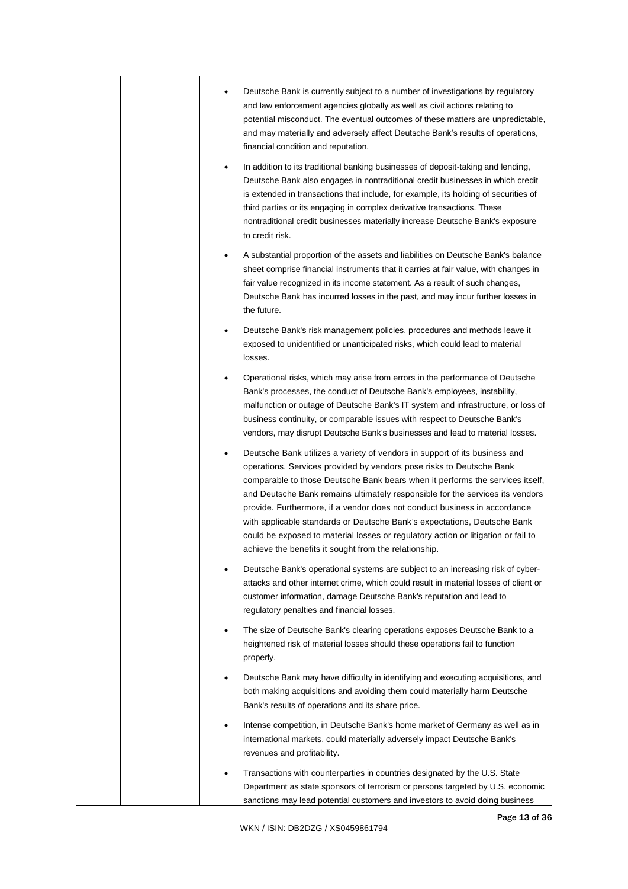- Deutsche Bank is currently subject to a number of investigations by regulatory and law enforcement agencies globally as well as civil actions relating to potential misconduct. The eventual outcomes of these matters are unpredictable, and may materially and adversely affect Deutsche Bank's results of operations, financial condition and reputation.

- In addition to its traditional banking businesses of deposit-taking and lending, Deutsche Bank also engages in nontraditional credit businesses in which credit is extended in transactions that include, for example, its holding of securities of third parties or its engaging in complex derivative transactions. These nontraditional credit businesses materially increase Deutsche Bank's exposure to credit risk.

- A substantial proportion of the assets and liabilities on Deutsche Bank's balance sheet comprise financial instruments that it carries at fair value, with changes in fair value recognized in its income statement. As a result of such changes, Deutsche Bank has incurred losses in the past, and may incur further losses in the future.

- Deutsche Bank's risk management policies, procedures and methods leave it exposed to unidentified or unanticipated risks, which could lead to material losses.

- Operational risks, which may arise from errors in the performance of Deutsche Bank's processes, the conduct of Deutsche Bank's employees, instability, malfunction or outage of Deutsche Bank's IT system and infrastructure, or loss of business continuity, or comparable issues with respect to Deutsche Bank's vendors, may disrupt Deutsche Bank's businesses and lead to material losses.

- Deutsche Bank utilizes a variety of vendors in support of its business and operations. Services provided by vendors pose risks to Deutsche Bank comparable to those Deutsche Bank bears when it performs the services itself, and Deutsche Bank remains ultimately responsible for the services its vendors provide. Furthermore, if a vendor does not conduct business in accordance with applicable standards or Deutsche Bank's expectations, Deutsche Bank could be exposed to material losses or regulatory action or litigation or fail to achieve the benefits it sought from the relationship.

- Deutsche Bank's operational systems are subject to an increasing risk of cyber-attacks and other internet crime, which could result in material losses of client or customer information, damage Deutsche Bank's reputation and lead to regulatory penalties and financial losses.

- The size of Deutsche Bank's clearing operations exposes Deutsche Bank to a heightened risk of material losses should these operations fail to function properly.

- Deutsche Bank may have difficulty in identifying and executing acquisitions, and both making acquisitions and avoiding them could materially harm Deutsche Bank's results of operations and its share price.

- Intense competition, in Deutsche Bank's home market of Germany as well as in international markets, could materially adversely impact Deutsche Bank's revenues and profitability.

- Transactions with counterparties in countries designated by the U.S. State Department as state sponsors of terrorism or persons targeted by U.S. economic sanctions may lead potential customers and investors to avoid doing business

WKN / ISIN: DB2DZG / XS0459861794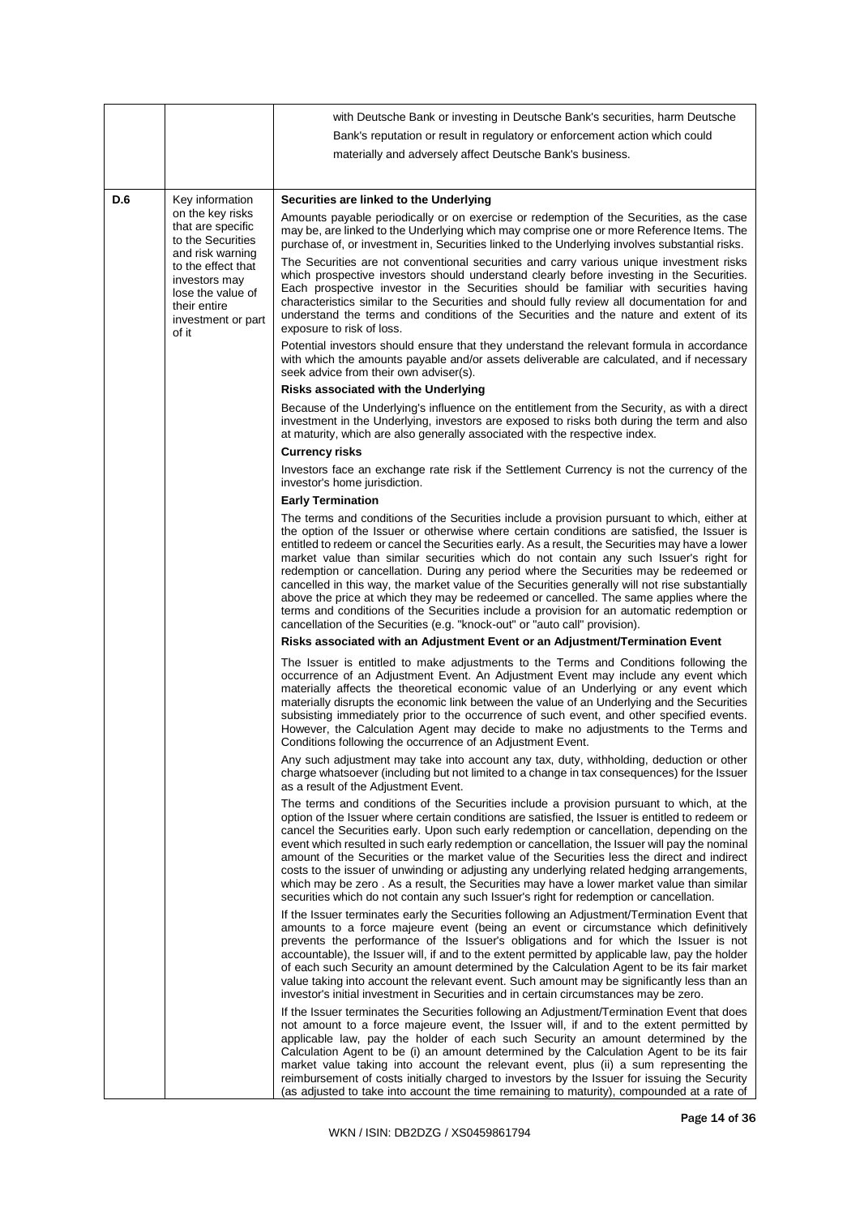| | | |
|---|---|---|
| | | with Deutsche Bank or investing in Deutsche Bank's securities, harm Deutsche Bank's reputation or result in regulatory or enforcement action which could materially and adversely affect Deutsche Bank's business. |
| D.6 | Key information on the key risks that are specific to the Securities and risk warning to the effect that investors may lose the value of their entire investment or part of it | **Securities are linked to the Underlying**<br><br>Amounts payable periodically or on exercise or redemption of the Securities, as the case may be, are linked to the Underlying which may comprise one or more Reference Items. The purchase of, or investment in, Securities linked to the Underlying involves substantial risks.<br><br>The Securities are not conventional securities and carry various unique investment risks which prospective investors should understand clearly before investing in the Securities. Each prospective investor in the Securities should be familiar with securities having characteristics similar to the Securities and should fully review all documentation for and understand the terms and conditions of the Securities and the nature and extent of its exposure to risk of loss.<br><br>Potential investors should ensure that they understand the relevant formula in accordance with which the amounts payable and/or assets deliverable are calculated, and if necessary seek advice from their own adviser(s).<br><br>**Risks associated with the Underlying**<br><br>Because of the Underlying's influence on the entitlement from the Security, as with a direct investment in the Underlying, investors are exposed to risks both during the term and also at maturity, which are also generally associated with the respective index.<br><br>**Currency risks**<br><br>Investors face an exchange rate risk if the Settlement Currency is not the currency of the investor's home jurisdiction.<br><br>**Early Termination**<br><br>The terms and conditions of the Securities include a provision pursuant to which, either at the option of the Issuer or otherwise where certain conditions are satisfied, the Issuer is entitled to redeem or cancel the Securities early. As a result, the Securities may have a lower market value than similar securities which do not contain any such Issuer's right for redemption or cancellation. During any period where the Securities may be redeemed or cancelled in this way, the market value of the Securities generally will not rise substantially above the price at which they may be redeemed or cancelled. The same applies where the terms and conditions of the Securities include a provision for an automatic redemption or cancellation of the Securities (e.g. "knock-out" or "auto call" provision).<br><br>**Risks associated with an Adjustment Event or an Adjustment/Termination Event**<br><br>The Issuer is entitled to make adjustments to the Terms and Conditions following the occurrence of an Adjustment Event. An Adjustment Event may include any event which materially affects the theoretical economic value of an Underlying or any event which materially disrupts the economic link between the value of an Underlying and the Securities subsisting immediately prior to the occurrence of such event, and other specified events. However, the Calculation Agent may decide to make no adjustments to the Terms and Conditions following the occurrence of an Adjustment Event.<br><br>Any such adjustment may take into account any tax, duty, withholding, deduction or other charge whatsoever (including but not limited to a change in tax consequences) for the Issuer as a result of the Adjustment Event.<br><br>The terms and conditions of the Securities include a provision pursuant to which, at the option of the Issuer where certain conditions are satisfied, the Issuer is entitled to redeem or cancel the Securities early. Upon such early redemption or cancellation, depending on the event which resulted in such early redemption or cancellation, the Issuer will pay the nominal amount of the Securities or the market value of the Securities less the direct and indirect costs to the issuer of unwinding or adjusting any underlying related hedging arrangements, which may be zero . As a result, the Securities may have a lower market value than similar securities which do not contain any such Issuer's right for redemption or cancellation.<br><br>If the Issuer terminates early the Securities following an Adjustment/Termination Event that amounts to a force majeure event (being an event or circumstance which definitively prevents the performance of the Issuer's obligations and for which the Issuer is not accountable), the Issuer will, if and to the extent permitted by applicable law, pay the holder of each such Security an amount determined by the Calculation Agent to be its fair market value taking into account the relevant event. Such amount may be significantly less than an investor's initial investment in Securities and in certain circumstances may be zero.<br><br>If the Issuer terminates the Securities following an Adjustment/Termination Event that does not amount to a force majeure event, the Issuer will, if and to the extent permitted by applicable law, pay the holder of each such Security an amount determined by the Calculation Agent to be (i) an amount determined by the Calculation Agent to be its fair market value taking into account the relevant event, plus (ii) a sum representing the reimbursement of costs initially charged to investors by the Issuer for issuing the Security (as adjusted to take into account the time remaining to maturity), compounded at a rate of |

WKN / ISIN: DB2DZG / XS0459861794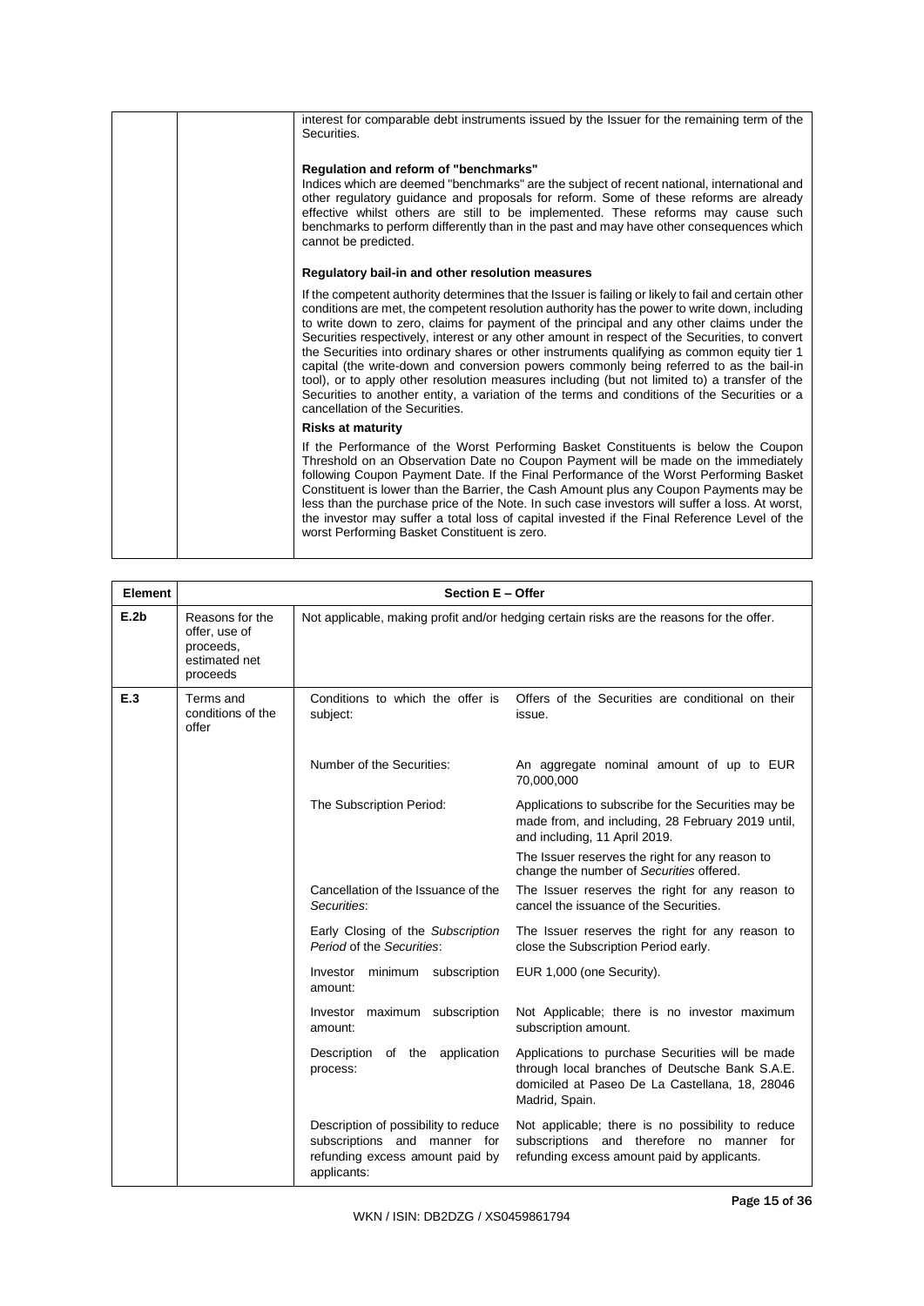| | | |
|---|---|---|
| | | interest for comparable debt instruments issued by the Issuer for the remaining term of the Securities.<br><br>**Regulation and reform of "benchmarks"**<br>Indices which are deemed "benchmarks" are the subject of recent national, international and other regulatory guidance and proposals for reform. Some of these reforms are already effective whilst others are still to be implemented. These reforms may cause such benchmarks to perform differently than in the past and may have other consequences which cannot be predicted.<br><br>**Regulatory bail-in and other resolution measures**<br>If the competent authority determines that the Issuer is failing or likely to fail and certain other conditions are met, the competent resolution authority has the power to write down, including to write down to zero, claims for payment of the principal and any other claims under the Securities respectively, interest or any other amount in respect of the Securities, to convert the Securities into ordinary shares or other instruments qualifying as common equity tier 1 capital (the write-down and conversion powers commonly being referred to as the bail-in tool), or to apply other resolution measures including (but not limited to) a transfer of the Securities to another entity, a variation of the terms and conditions of the Securities or a cancellation of the Securities.<br><br>**Risks at maturity**<br>If the Performance of the Worst Performing Basket Constituents is below the Coupon Threshold on an Observation Date no Coupon Payment will be made on the immediately following Coupon Payment Date. If the Final Performance of the Worst Performing Basket Constituent is lower than the Barrier, the Cash Amount plus any Coupon Payments may be less than the purchase price of the Note. In such case investors will suffer a loss. At worst, the investor may suffer a total loss of capital invested if the Final Reference Level of the worst Performing Basket Constituent is zero. |

| Element | Section E – Offer | | |
|---|---|---|---|
| **E.2b** | Reasons for the offer, use of proceeds, estimated net proceeds | Not applicable, making profit and/or hedging certain risks are the reasons for the offer. | |
| **E.3** | Terms and conditions of the offer | Conditions to which the offer is subject: | Offers of the Securities are conditional on their issue. |
| | | Number of the Securities: | An aggregate nominal amount of up to EUR 70,000,000 |
| | | The Subscription Period: | Applications to subscribe for the Securities may be made from, and including, 28 February 2019 until, and including, 11 April 2019.<br><br>The Issuer reserves the right for any reason to change the number of *Securities* offered. |
| | | Cancellation of the Issuance of the *Securities*: | The Issuer reserves the right for any reason to cancel the issuance of the Securities. |
| | | Early Closing of the *Subscription Period* of the *Securities*: | The Issuer reserves the right for any reason to close the Subscription Period early. |
| | | Investor minimum subscription amount: | EUR 1,000 (one Security). |
| | | Investor maximum subscription amount: | Not Applicable; there is no investor maximum subscription amount. |
| | | Description of the application process: | Applications to purchase Securities will be made through local branches of Deutsche Bank S.A.E. domiciled at Paseo De La Castellana, 18, 28046 Madrid, Spain. |
| | | Description of possibility to reduce subscriptions and manner for refunding excess amount paid by applicants: | Not applicable; there is no possibility to reduce subscriptions and therefore no manner for refunding excess amount paid by applicants. |

WKN / ISIN: DB2DZG / XS0459861794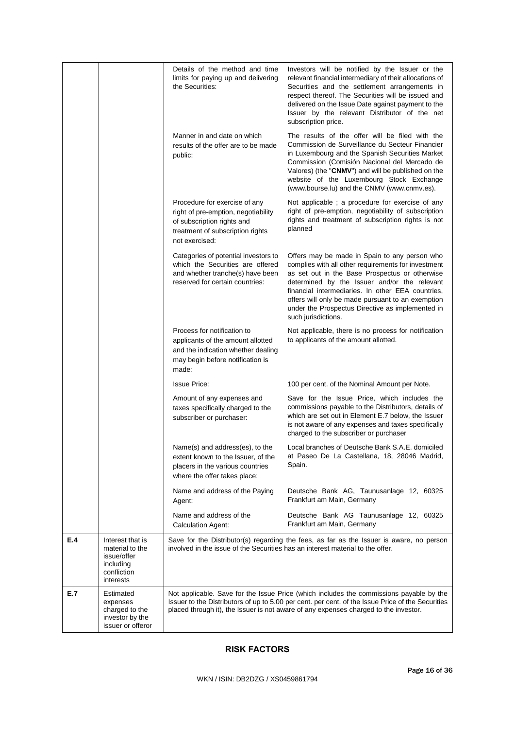| | | | |
|---|---|---|---|
| | | Details of the method and time limits for paying up and delivering the Securities: | Investors will be notified by the Issuer or the relevant financial intermediary of their allocations of Securities and the settlement arrangements in respect thereof. The Securities will be issued and delivered on the Issue Date against payment to the Issuer by the relevant Distributor of the net subscription price. |
| | | Manner in and date on which results of the offer are to be made public: | The results of the offer will be filed with the Commission de Surveillance du Secteur Financier in Luxembourg and the Spanish Securities Market Commission (Comisión Nacional del Mercado de Valores) (the "**CNMV**") and will be published on the website of the Luxembourg Stock Exchange (www.bourse.lu) and the CNMV (www.cnmv.es). |
| | | Procedure for exercise of any right of pre-emption, negotiability of subscription rights and treatment of subscription rights not exercised: | Not applicable ; a procedure for exercise of any right of pre-emption, negotiability of subscription rights and treatment of subscription rights is not planned |
| | | Categories of potential investors to which the Securities are offered and whether tranche(s) have been reserved for certain countries: | Offers may be made in Spain to any person who complies with all other requirements for investment as set out in the Base Prospectus or otherwise determined by the Issuer and/or the relevant financial intermediaries. In other EEA countries, offers will only be made pursuant to an exemption under the Prospectus Directive as implemented in such jurisdictions. |
| | | Process for notification to applicants of the amount allotted and the indication whether dealing may begin before notification is made: | Not applicable, there is no process for notification to applicants of the amount allotted. |
| | | Issue Price: | 100 per cent. of the Nominal Amount per Note. |
| | | Amount of any expenses and taxes specifically charged to the subscriber or purchaser: | Save for the Issue Price, which includes the commissions payable to the Distributors, details of which are set out in Element E.7 below, the Issuer is not aware of any expenses and taxes specifically charged to the subscriber or purchaser |
| | | Name(s) and address(es), to the extent known to the Issuer, of the placers in the various countries where the offer takes place: | Local branches of Deutsche Bank S.A.E. domiciled at Paseo De La Castellana, 18, 28046 Madrid, Spain. |
| | | Name and address of the Paying Agent: | Deutsche Bank AG, Taunusanlage 12, 60325 Frankfurt am Main, Germany |
| | | Name and address of the Calculation Agent: | Deutsche Bank AG Taunusanlage 12, 60325 Frankfurt am Main, Germany |
| **E.4** | Interest that is material to the issue/offer including confliction interests | Save for the Distributor(s) regarding the fees, as far as the Issuer is aware, no person involved in the issue of the Securities has an interest material to the offer. | |
| **E.7** | Estimated expenses charged to the investor by the issuer or offeror | Not applicable. Save for the Issue Price (which includes the commissions payable by the Issuer to the Distributors of up to 5.00 per cent. per cent. of the Issue Price of the Securities placed through it), the Issuer is not aware of any expenses charged to the investor. | |

## RISK FACTORS

WKN / ISIN: DB2DZG / XS0459861794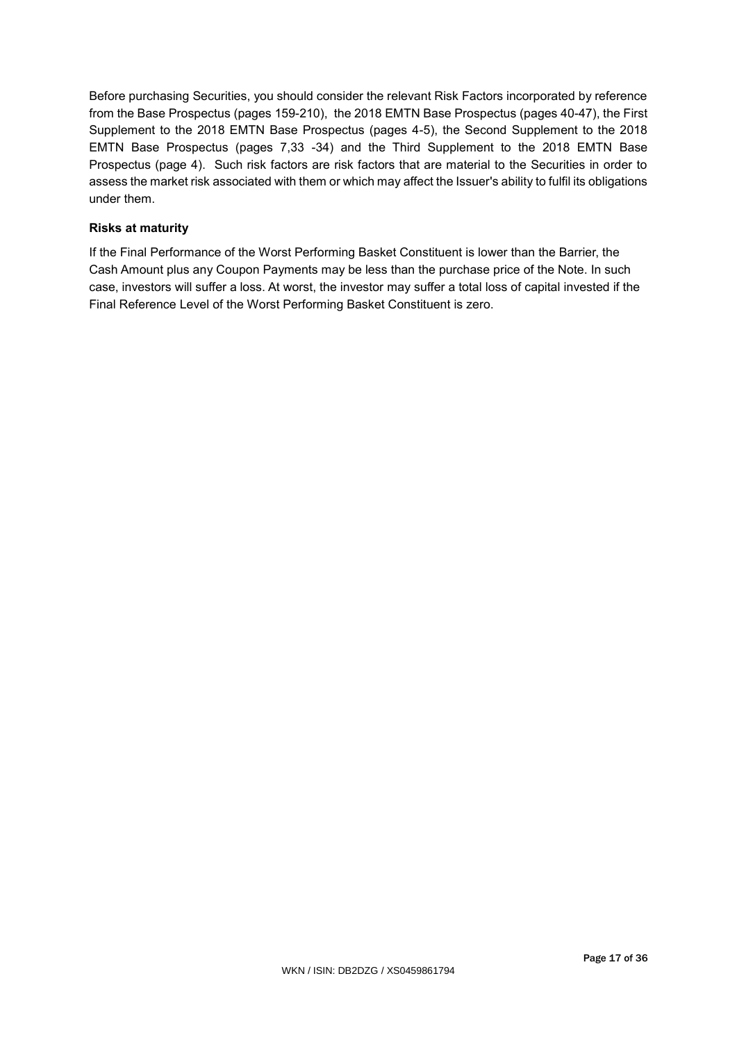Before purchasing Securities, you should consider the relevant Risk Factors incorporated by reference from the Base Prospectus (pages 159-210), the 2018 EMTN Base Prospectus (pages 40-47), the First Supplement to the 2018 EMTN Base Prospectus (pages 4-5), the Second Supplement to the 2018 EMTN Base Prospectus (pages 7,33 -34) and the Third Supplement to the 2018 EMTN Base Prospectus (page 4). Such risk factors are risk factors that are material to the Securities in order to assess the market risk associated with them or which may affect the Issuer's ability to fulfil its obligations under them.

**Risks at maturity**

If the Final Performance of the Worst Performing Basket Constituent is lower than the Barrier, the Cash Amount plus any Coupon Payments may be less than the purchase price of the Note. In such case, investors will suffer a loss. At worst, the investor may suffer a total loss of capital invested if the Final Reference Level of the Worst Performing Basket Constituent is zero.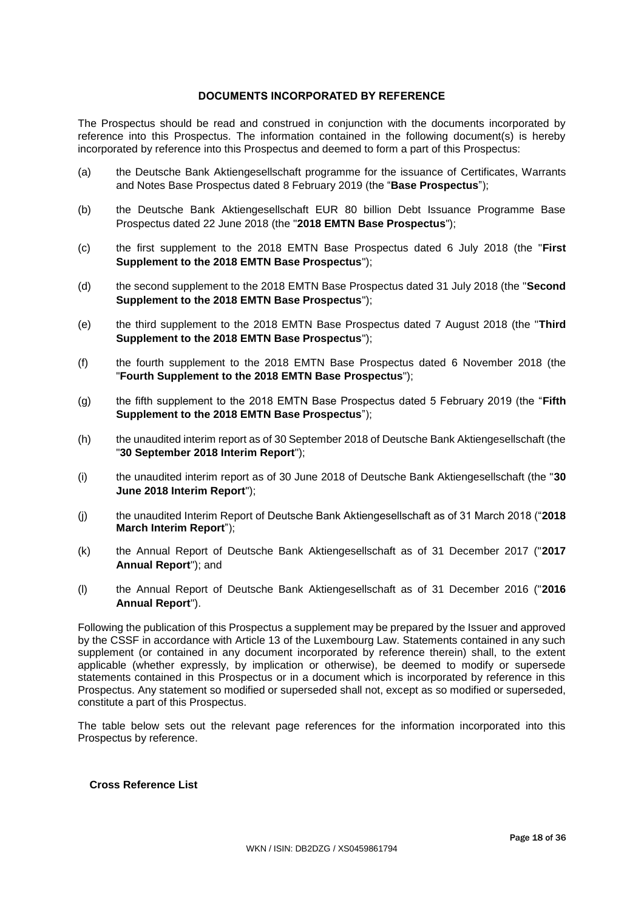## DOCUMENTS INCORPORATED BY REFERENCE

The Prospectus should be read and construed in conjunction with the documents incorporated by reference into this Prospectus. The information contained in the following document(s) is hereby incorporated by reference into this Prospectus and deemed to form a part of this Prospectus:

(a) the Deutsche Bank Aktiengesellschaft programme for the issuance of Certificates, Warrants and Notes Base Prospectus dated 8 February 2019 (the "**Base Prospectus**");

(b) the Deutsche Bank Aktiengesellschaft EUR 80 billion Debt Issuance Programme Base Prospectus dated 22 June 2018 (the "**2018 EMTN Base Prospectus**");

(c) the first supplement to the 2018 EMTN Base Prospectus dated 6 July 2018 (the "**First Supplement to the 2018 EMTN Base Prospectus**");

(d) the second supplement to the 2018 EMTN Base Prospectus dated 31 July 2018 (the "**Second Supplement to the 2018 EMTN Base Prospectus**");

(e) the third supplement to the 2018 EMTN Base Prospectus dated 7 August 2018 (the "**Third Supplement to the 2018 EMTN Base Prospectus**");

(f) the fourth supplement to the 2018 EMTN Base Prospectus dated 6 November 2018 (the "**Fourth Supplement to the 2018 EMTN Base Prospectus**");

(g) the fifth supplement to the 2018 EMTN Base Prospectus dated 5 February 2019 (the "**Fifth Supplement to the 2018 EMTN Base Prospectus**");

(h) the unaudited interim report as of 30 September 2018 of Deutsche Bank Aktiengesellschaft (the "**30 September 2018 Interim Report**");

(i) the unaudited interim report as of 30 June 2018 of Deutsche Bank Aktiengesellschaft (the "**30 June 2018 Interim Report**");

(j) the unaudited Interim Report of Deutsche Bank Aktiengesellschaft as of 31 March 2018 ("**2018 March Interim Report**");

(k) the Annual Report of Deutsche Bank Aktiengesellschaft as of 31 December 2017 ("**2017 Annual Report**"); and

(l) the Annual Report of Deutsche Bank Aktiengesellschaft as of 31 December 2016 ("**2016 Annual Report**").

Following the publication of this Prospectus a supplement may be prepared by the Issuer and approved by the CSSF in accordance with Article 13 of the Luxembourg Law. Statements contained in any such supplement (or contained in any document incorporated by reference therein) shall, to the extent applicable (whether expressly, by implication or otherwise), be deemed to modify or supersede statements contained in this Prospectus or in a document which is incorporated by reference in this Prospectus. Any statement so modified or superseded shall not, except as so modified or superseded, constitute a part of this Prospectus.

The table below sets out the relevant page references for the information incorporated into this Prospectus by reference.

**Cross Reference List**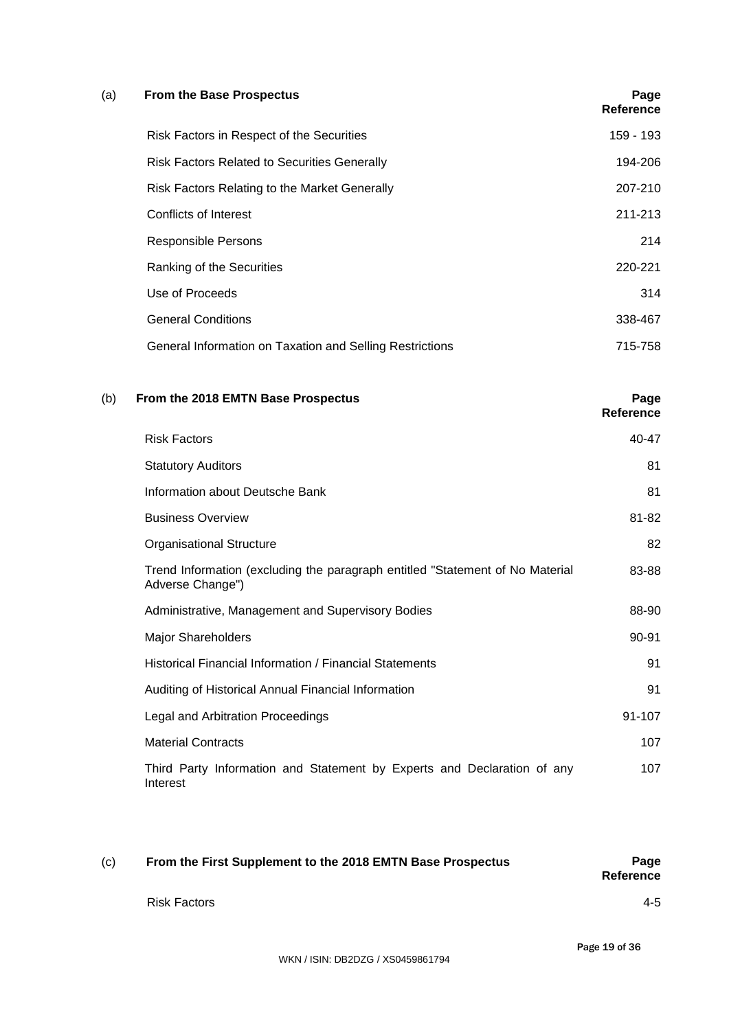| (a) | From the Base Prospectus | Page Reference |
|---|---|---|
| | Risk Factors in Respect of the Securities | 159 - 193 |
| | Risk Factors Related to Securities Generally | 194-206 |
| | Risk Factors Relating to the Market Generally | 207-210 |
| | Conflicts of Interest | 211-213 |
| | Responsible Persons | 214 |
| | Ranking of the Securities | 220-221 |
| | Use of Proceeds | 314 |
| | General Conditions | 338-467 |
| | General Information on Taxation and Selling Restrictions | 715-758 |

| (b) | From the 2018 EMTN Base Prospectus | Page Reference |
|---|---|---|
| | Risk Factors | 40-47 |
| | Statutory Auditors | 81 |
| | Information about Deutsche Bank | 81 |
| | Business Overview | 81-82 |
| | Organisational Structure | 82 |
| | Trend Information (excluding the paragraph entitled "Statement of No Material Adverse Change") | 83-88 |
| | Administrative, Management and Supervisory Bodies | 88-90 |
| | Major Shareholders | 90-91 |
| | Historical Financial Information / Financial Statements | 91 |
| | Auditing of Historical Annual Financial Information | 91 |
| | Legal and Arbitration Proceedings | 91-107 |
| | Material Contracts | 107 |
| | Third Party Information and Statement by Experts and Declaration of any Interest | 107 |

| (c) | From the First Supplement to the 2018 EMTN Base Prospectus | Page Reference |
|---|---|---|
| | Risk Factors | 4-5 |

WKN / ISIN: DB2DZG / XS0459861794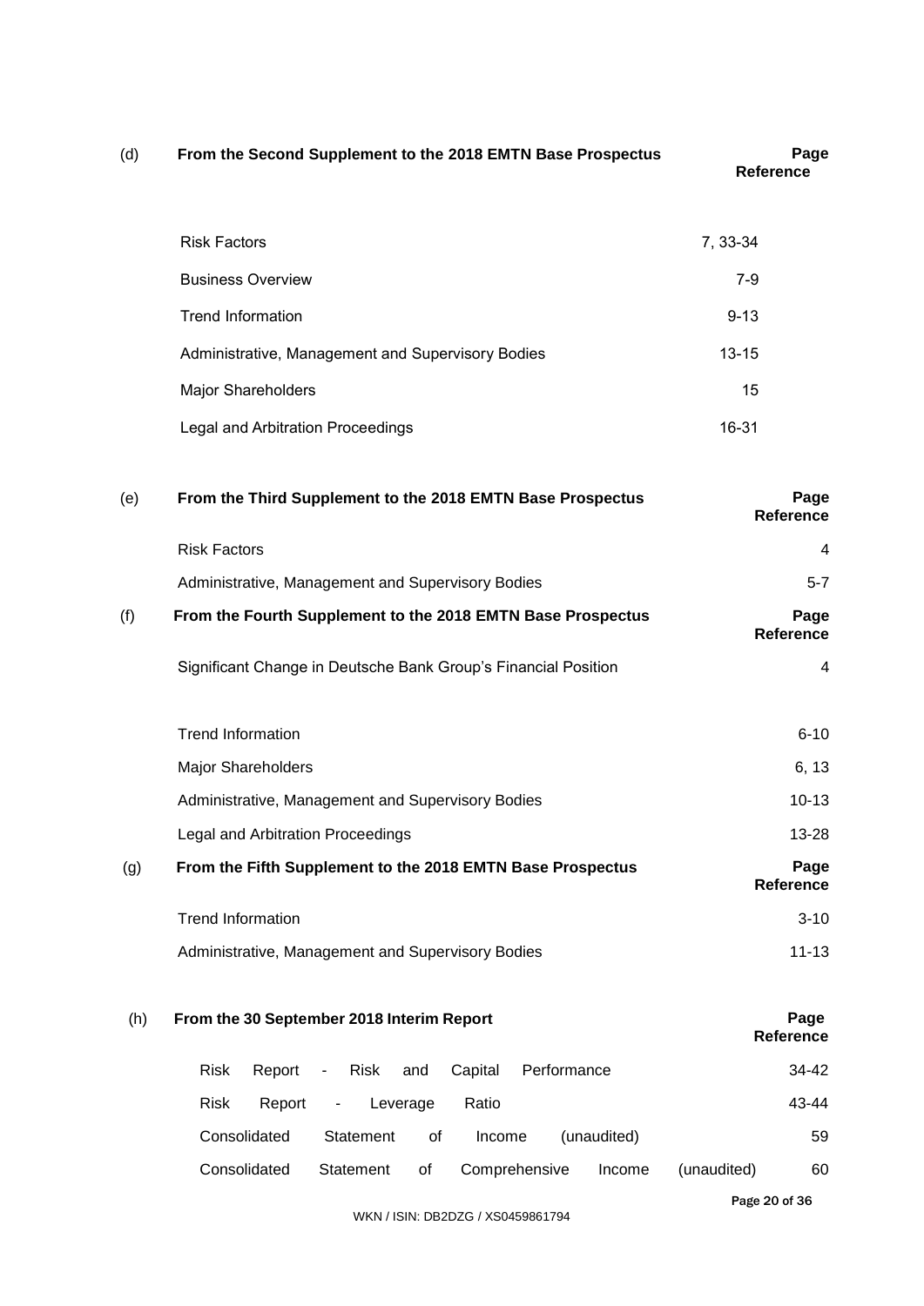| (d) | From the Second Supplement to the 2018 EMTN Base Prospectus | Page Reference |
|---|---|---|
| | Risk Factors | 7, 33-34 |
| | Business Overview | 7-9 |
| | Trend Information | 9-13 |
| | Administrative, Management and Supervisory Bodies | 13-15 |
| | Major Shareholders | 15 |
| | Legal and Arbitration Proceedings | 16-31 |

| (e) | From the Third Supplement to the 2018 EMTN Base Prospectus | Page Reference |
|---|---|---|
| | Risk Factors | 4 |
| | Administrative, Management and Supervisory Bodies | 5-7 |

| (f) | From the Fourth Supplement to the 2018 EMTN Base Prospectus | Page Reference |
|---|---|---|
| | Significant Change in Deutsche Bank Group's Financial Position | 4 |
| | Trend Information | 6-10 |
| | Major Shareholders | 6, 13 |
| | Administrative, Management and Supervisory Bodies | 10-13 |
| | Legal and Arbitration Proceedings | 13-28 |

| (g) | From the Fifth Supplement to the 2018 EMTN Base Prospectus | Page Reference |
|---|---|---|
| | Trend Information | 3-10 |
| | Administrative, Management and Supervisory Bodies | 11-13 |

| (h) | From the 30 September 2018 Interim Report | Page Reference |
|---|---|---|
| | Risk Report - Risk and Capital Performance | 34-42 |
| | Risk Report - Leverage Ratio | 43-44 |
| | Consolidated Statement of Income (unaudited) | 59 |
| | Consolidated Statement of Comprehensive Income (unaudited) | 60 |

WKN / ISIN: DB2DZG / XS0459861794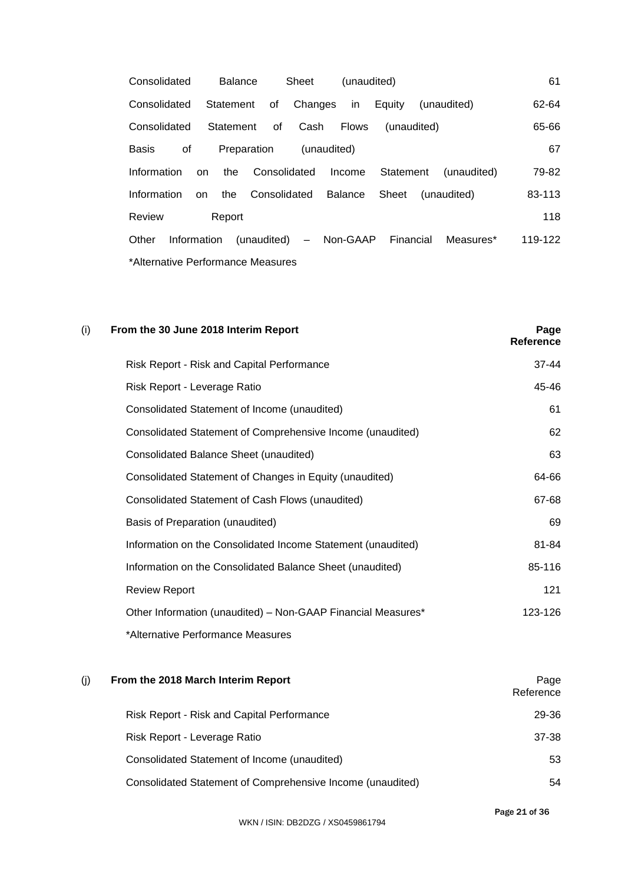| | |
|---|---|
| Consolidated Balance Sheet (unaudited) | 61 |
| Consolidated Statement of Changes in Equity (unaudited) | 62-64 |
| Consolidated Statement of Cash Flows (unaudited) | 65-66 |
| Basis of Preparation (unaudited) | 67 |
| Information on the Consolidated Income Statement (unaudited) | 79-82 |
| Information on the Consolidated Balance Sheet (unaudited) | 83-113 |
| Review Report | 118 |
| Other Information (unaudited) – Non-GAAP Financial Measures* | 119-122 |
| *Alternative Performance Measures | |

(i) **From the 30 June 2018 Interim Report**

| | **Page Reference** |
|---|---|
| Risk Report - Risk and Capital Performance | 37-44 |
| Risk Report - Leverage Ratio | 45-46 |
| Consolidated Statement of Income (unaudited) | 61 |
| Consolidated Statement of Comprehensive Income (unaudited) | 62 |
| Consolidated Balance Sheet (unaudited) | 63 |
| Consolidated Statement of Changes in Equity (unaudited) | 64-66 |
| Consolidated Statement of Cash Flows (unaudited) | 67-68 |
| Basis of Preparation (unaudited) | 69 |
| Information on the Consolidated Income Statement (unaudited) | 81-84 |
| Information on the Consolidated Balance Sheet (unaudited) | 85-116 |
| Review Report | 121 |
| Other Information (unaudited) – Non-GAAP Financial Measures* | 123-126 |
| *Alternative Performance Measures | |

(j) **From the 2018 March Interim Report**

| | Page Reference |
|---|---|
| Risk Report - Risk and Capital Performance | 29-36 |
| Risk Report - Leverage Ratio | 37-38 |
| Consolidated Statement of Income (unaudited) | 53 |
| Consolidated Statement of Comprehensive Income (unaudited) | 54 |

WKN / ISIN: DB2DZG / XS0459861794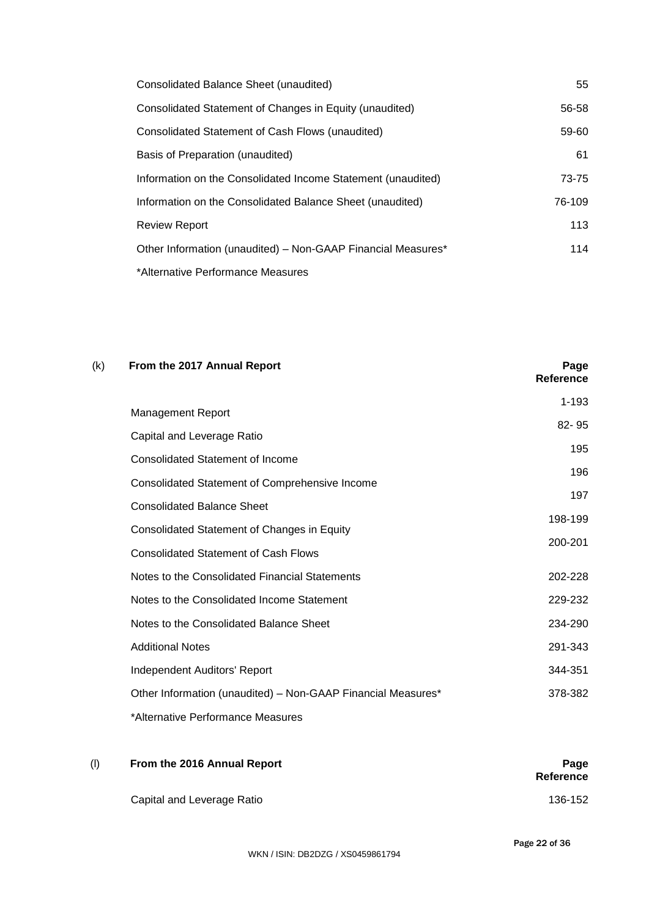| | |
|---|---|
| Consolidated Balance Sheet (unaudited) | 55 |
| Consolidated Statement of Changes in Equity (unaudited) | 56-58 |
| Consolidated Statement of Cash Flows (unaudited) | 59-60 |
| Basis of Preparation (unaudited) | 61 |
| Information on the Consolidated Income Statement (unaudited) | 73-75 |
| Information on the Consolidated Balance Sheet (unaudited) | 76-109 |
| Review Report | 113 |
| Other Information (unaudited) – Non-GAAP Financial Measures* | 114 |
| *Alternative Performance Measures | |

(k) **From the 2017 Annual Report**

| | **Page Reference** |
|---|---|
| Management Report | 1-193 |
| Capital and Leverage Ratio | 82- 95 |
| Consolidated Statement of Income | 195 |
| Consolidated Statement of Comprehensive Income | 196 |
| Consolidated Balance Sheet | 197 |
| Consolidated Statement of Changes in Equity | 198-199 |
| Consolidated Statement of Cash Flows | 200-201 |
| Notes to the Consolidated Financial Statements | 202-228 |
| Notes to the Consolidated Income Statement | 229-232 |
| Notes to the Consolidated Balance Sheet | 234-290 |
| Additional Notes | 291-343 |
| Independent Auditors' Report | 344-351 |
| Other Information (unaudited) – Non-GAAP Financial Measures* | 378-382 |
| *Alternative Performance Measures | |

(l) **From the 2016 Annual Report**

| | **Page Reference** |
|---|---|
| Capital and Leverage Ratio | 136-152 |

WKN / ISIN: DB2DZG / XS0459861794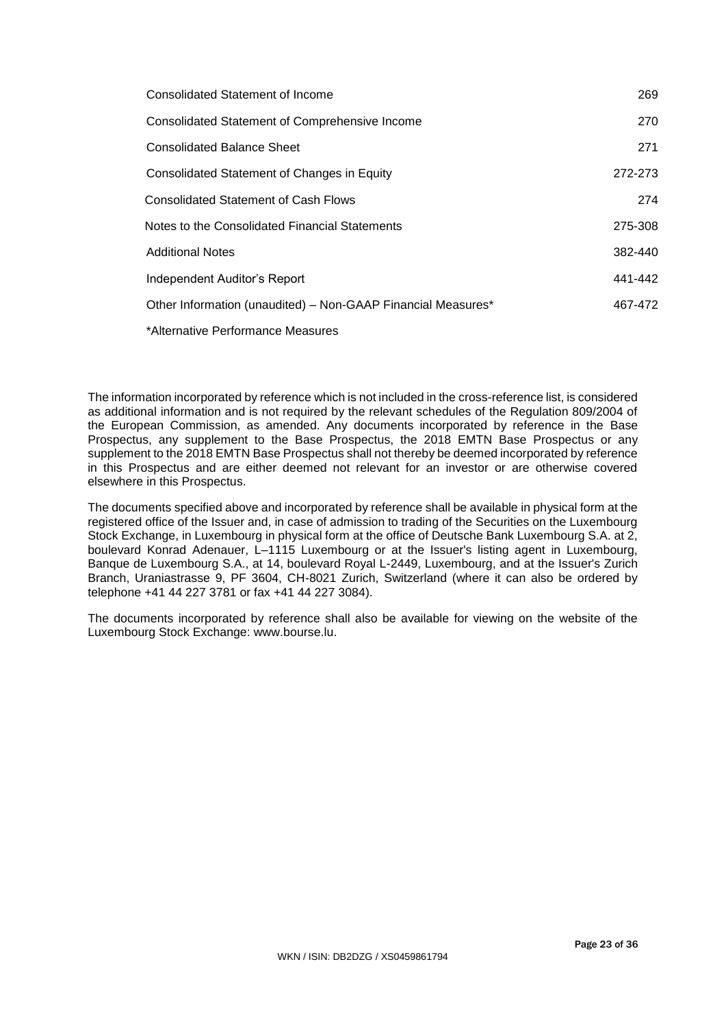| | |
|---|---|
| Consolidated Statement of Income | 269 |
| Consolidated Statement of Comprehensive Income | 270 |
| Consolidated Balance Sheet | 271 |
| Consolidated Statement of Changes in Equity | 272-273 |
| Consolidated Statement of Cash Flows | 274 |
| Notes to the Consolidated Financial Statements | 275-308 |
| Additional Notes | 382-440 |
| Independent Auditor's Report | 441-442 |
| Other Information (unaudited) – Non-GAAP Financial Measures* | 467-472 |

*Alternative Performance Measures

The information incorporated by reference which is not included in the cross-reference list, is considered as additional information and is not required by the relevant schedules of the Regulation 809/2004 of the European Commission, as amended. Any documents incorporated by reference in the Base Prospectus, any supplement to the Base Prospectus, the 2018 EMTN Base Prospectus or any supplement to the 2018 EMTN Base Prospectus shall not thereby be deemed incorporated by reference in this Prospectus and are either deemed not relevant for an investor or are otherwise covered elsewhere in this Prospectus.

The documents specified above and incorporated by reference shall be available in physical form at the registered office of the Issuer and, in case of admission to trading of the Securities on the Luxembourg Stock Exchange, in Luxembourg in physical form at the office of Deutsche Bank Luxembourg S.A. at 2, boulevard Konrad Adenauer, L–1115 Luxembourg or at the Issuer's listing agent in Luxembourg, Banque de Luxembourg S.A., at 14, boulevard Royal L-2449, Luxembourg, and at the Issuer's Zurich Branch, Uraniastrasse 9, PF 3604, CH-8021 Zurich, Switzerland (where it can also be ordered by telephone +41 44 227 3781 or fax +41 44 227 3084).

The documents incorporated by reference shall also be available for viewing on the website of the Luxembourg Stock Exchange: www.bourse.lu.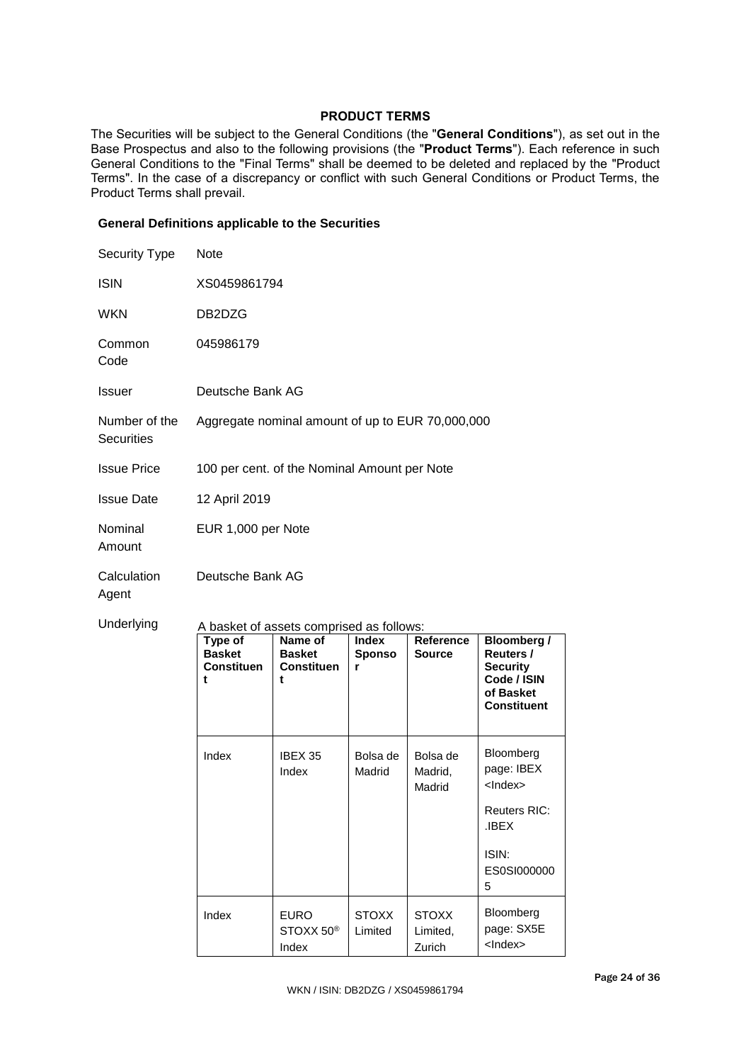## PRODUCT TERMS

The Securities will be subject to the General Conditions (the "**General Conditions**"), as set out in the Base Prospectus and also to the following provisions (the "**Product Terms**"). Each reference in such General Conditions to the "Final Terms" shall be deemed to be deleted and replaced by the "Product Terms". In the case of a discrepancy or conflict with such General Conditions or Product Terms, the Product Terms shall prevail.

### General Definitions applicable to the Securities

| | |
|---|---|
| Security Type | Note |
| ISIN | XS0459861794 |
| WKN | DB2DZG |
| Common Code | 045986179 |
| Issuer | Deutsche Bank AG |
| Number of the Securities | Aggregate nominal amount of up to EUR 70,000,000 |
| Issue Price | 100 per cent. of the Nominal Amount per Note |
| Issue Date | 12 April 2019 |
| Nominal Amount | EUR 1,000 per Note |
| Calculation Agent | Deutsche Bank AG |
| Underlying | A basket of assets comprised as follows: |

| Type of Basket Constituent | Name of Basket Constituent | Index Sponsor | Reference Source | Bloomberg / Reuters / Security Code / ISIN of Basket Constituent |
|---|---|---|---|---|
| Index | IBEX 35 Index | Bolsa de Madrid | Bolsa de Madrid, Madrid | Bloomberg page: IBEX <Index><br>Reuters RIC: .IBEX<br>ISIN: ES0SI0000005 |
| Index | EURO STOXX 50® Index | STOXX Limited | STOXX Limited, Zurich | Bloomberg page: SX5E <Index> |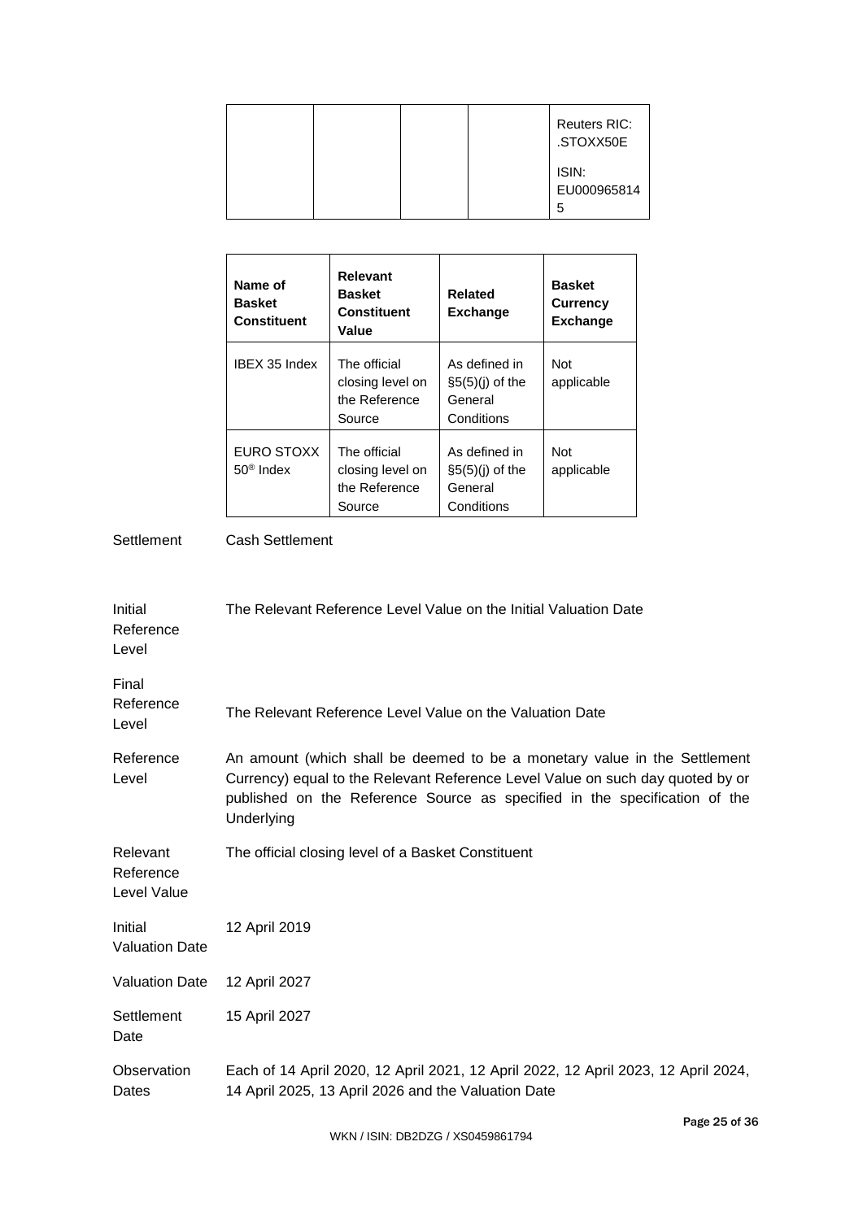| | | | | Reuters RIC: .STOXX50E<br><br>ISIN: EU0009658145 |
|---|---|---|---|---|

| Name of Basket Constituent | Relevant Basket Constituent Value | Related Exchange | Basket Currency Exchange |
|---|---|---|---|
| IBEX 35 Index | The official closing level on the Reference Source | As defined in §5(5)(j) of the General Conditions | Not applicable |
| EURO STOXX 50® Index | The official closing level on the Reference Source | As defined in §5(5)(j) of the General Conditions | Not applicable |

| | |
|---|---|
| Settlement | Cash Settlement |
| Initial Reference Level | The Relevant Reference Level Value on the Initial Valuation Date |
| Final Reference Level | The Relevant Reference Level Value on the Valuation Date |
| Reference Level | An amount (which shall be deemed to be a monetary value in the Settlement Currency) equal to the Relevant Reference Level Value on such day quoted by or published on the Reference Source as specified in the specification of the Underlying |
| Relevant Reference Level Value | The official closing level of a Basket Constituent |
| Initial Valuation Date | 12 April 2019 |
| Valuation Date | 12 April 2027 |
| Settlement Date | 15 April 2027 |
| Observation Dates | Each of 14 April 2020, 12 April 2021, 12 April 2022, 12 April 2023, 12 April 2024, 14 April 2025, 13 April 2026 and the Valuation Date |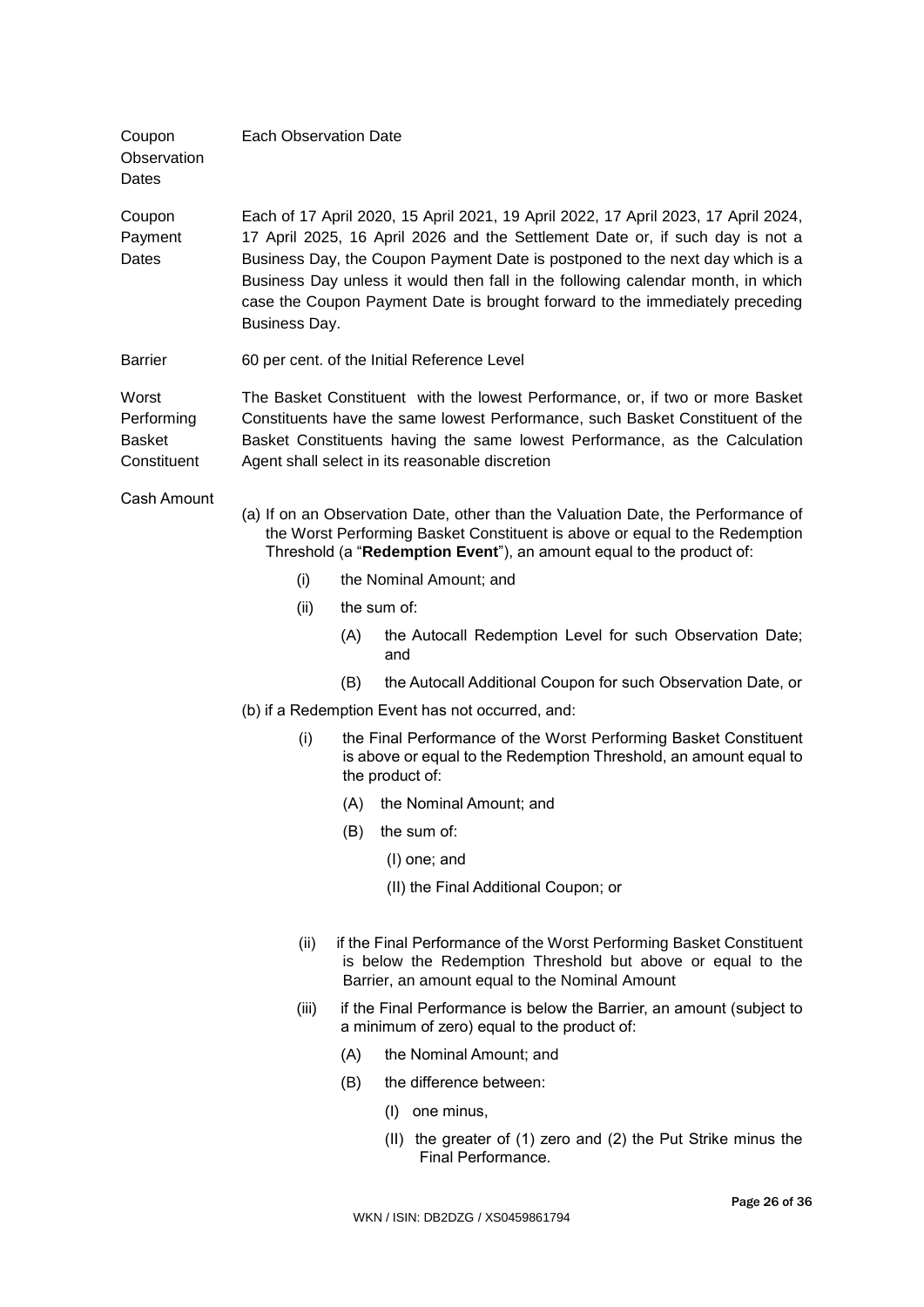| | |
|---|---|
| Coupon Observation Dates | Each Observation Date |
| Coupon Payment Dates | Each of 17 April 2020, 15 April 2021, 19 April 2022, 17 April 2023, 17 April 2024, 17 April 2025, 16 April 2026 and the Settlement Date or, if such day is not a Business Day, the Coupon Payment Date is postponed to the next day which is a Business Day unless it would then fall in the following calendar month, in which case the Coupon Payment Date is brought forward to the immediately preceding Business Day. |
| Barrier | 60 per cent. of the Initial Reference Level |
| Worst Performing Basket Constituent | The Basket Constituent with the lowest Performance, or, if two or more Basket Constituents have the same lowest Performance, such Basket Constituent of the Basket Constituents having the same lowest Performance, as the Calculation Agent shall select in its reasonable discretion |

Cash Amount

(a) If on an Observation Date, other than the Valuation Date, the Performance of the Worst Performing Basket Constituent is above or equal to the Redemption Threshold (a "**Redemption Event**"), an amount equal to the product of:

- (i) the Nominal Amount; and
- (ii) the sum of:
  - (A) the Autocall Redemption Level for such Observation Date; and
  - (B) the Autocall Additional Coupon for such Observation Date, or

(b) if a Redemption Event has not occurred, and:

- (i) the Final Performance of the Worst Performing Basket Constituent is above or equal to the Redemption Threshold, an amount equal to the product of:
  - (A) the Nominal Amount; and
  - (B) the sum of:
    - (I) one; and
    - (II) the Final Additional Coupon; or
- (ii) if the Final Performance of the Worst Performing Basket Constituent is below the Redemption Threshold but above or equal to the Barrier, an amount equal to the Nominal Amount
- (iii) if the Final Performance is below the Barrier, an amount (subject to a minimum of zero) equal to the product of:
  - (A) the Nominal Amount; and
  - (B) the difference between:
    - (I) one minus,
    - (II) the greater of (1) zero and (2) the Put Strike minus the Final Performance.

WKN / ISIN: DB2DZG / XS0459861794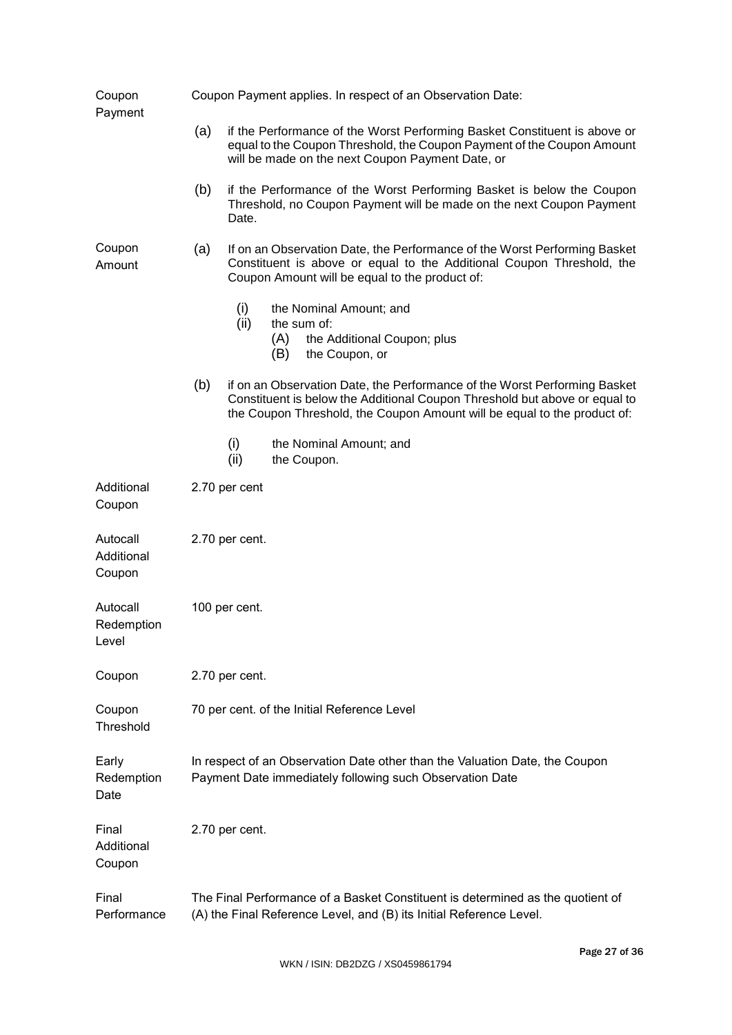| | |
|---|---|
| Coupon Payment | Coupon Payment applies. In respect of an Observation Date:<br><br>(a) if the Performance of the Worst Performing Basket Constituent is above or equal to the Coupon Threshold, the Coupon Payment of the Coupon Amount will be made on the next Coupon Payment Date, or<br><br>(b) if the Performance of the Worst Performing Basket is below the Coupon Threshold, no Coupon Payment will be made on the next Coupon Payment Date. |
| Coupon Amount | (a) If on an Observation Date, the Performance of the Worst Performing Basket Constituent is above or equal to the Additional Coupon Threshold, the Coupon Amount will be equal to the product of:<br><br>(i) the Nominal Amount; and<br>(ii) the sum of:<br>(A) the Additional Coupon; plus<br>(B) the Coupon, or<br><br>(b) if on an Observation Date, the Performance of the Worst Performing Basket Constituent is below the Additional Coupon Threshold but above or equal to the Coupon Threshold, the Coupon Amount will be equal to the product of:<br><br>(i) the Nominal Amount; and<br>(ii) the Coupon. |
| Additional Coupon | 2.70 per cent |
| Autocall Additional Coupon | 2.70 per cent. |
| Autocall Redemption Level | 100 per cent. |
| Coupon | 2.70 per cent. |
| Coupon Threshold | 70 per cent. of the Initial Reference Level |
| Early Redemption Date | In respect of an Observation Date other than the Valuation Date, the Coupon Payment Date immediately following such Observation Date |
| Final Additional Coupon | 2.70 per cent. |
| Final Performance | The Final Performance of a Basket Constituent is determined as the quotient of (A) the Final Reference Level, and (B) its Initial Reference Level. |

WKN / ISIN: DB2DZG / XS0459861794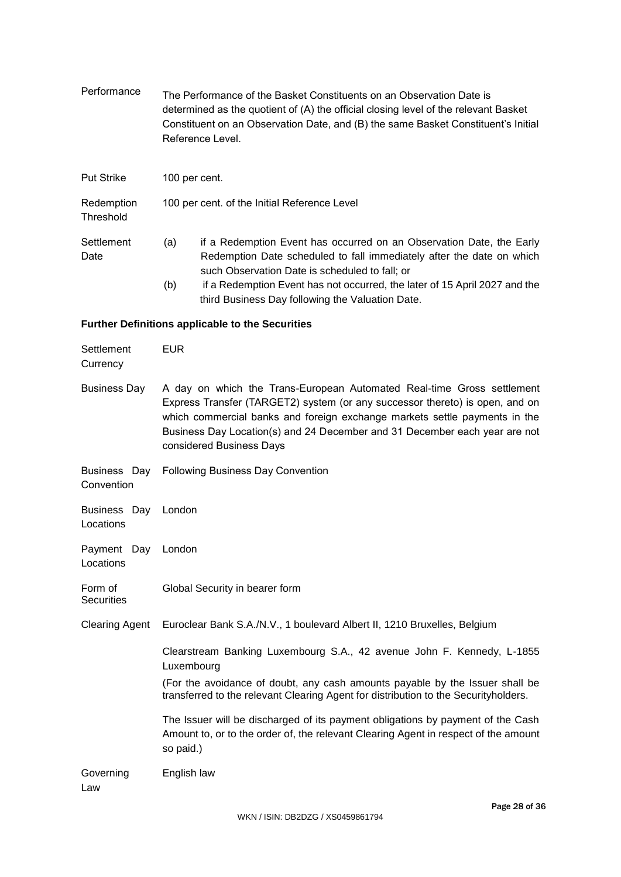| | |
|---|---|
| Performance | The Performance of the Basket Constituents on an Observation Date is determined as the quotient of (A) the official closing level of the relevant Basket Constituent on an Observation Date, and (B) the same Basket Constituent's Initial Reference Level. |
| Put Strike | 100 per cent. |
| Redemption Threshold | 100 per cent. of the Initial Reference Level |
| Settlement Date | (a) if a Redemption Event has occurred on an Observation Date, the Early Redemption Date scheduled to fall immediately after the date on which such Observation Date is scheduled to fall; or<br>(b) if a Redemption Event has not occurred, the later of 15 April 2027 and the third Business Day following the Valuation Date. |

**Further Definitions applicable to the Securities**

| | |
|---|---|
| Settlement Currency | EUR |
| Business Day | A day on which the Trans-European Automated Real-time Gross settlement Express Transfer (TARGET2) system (or any successor thereto) is open, and on which commercial banks and foreign exchange markets settle payments in the Business Day Location(s) and 24 December and 31 December each year are not considered Business Days |
| Business Day Convention | Following Business Day Convention |
| Business Day Locations | London |
| Payment Day Locations | London |
| Form of Securities | Global Security in bearer form |
| Clearing Agent | Euroclear Bank S.A./N.V., 1 boulevard Albert II, 1210 Bruxelles, Belgium<br><br>Clearstream Banking Luxembourg S.A., 42 avenue John F. Kennedy, L-1855 Luxembourg<br><br>(For the avoidance of doubt, any cash amounts payable by the Issuer shall be transferred to the relevant Clearing Agent for distribution to the Securityholders.<br><br>The Issuer will be discharged of its payment obligations by payment of the Cash Amount to, or to the order of, the relevant Clearing Agent in respect of the amount so paid.) |
| Governing Law | English law |

WKN / ISIN: DB2DZG / XS0459861794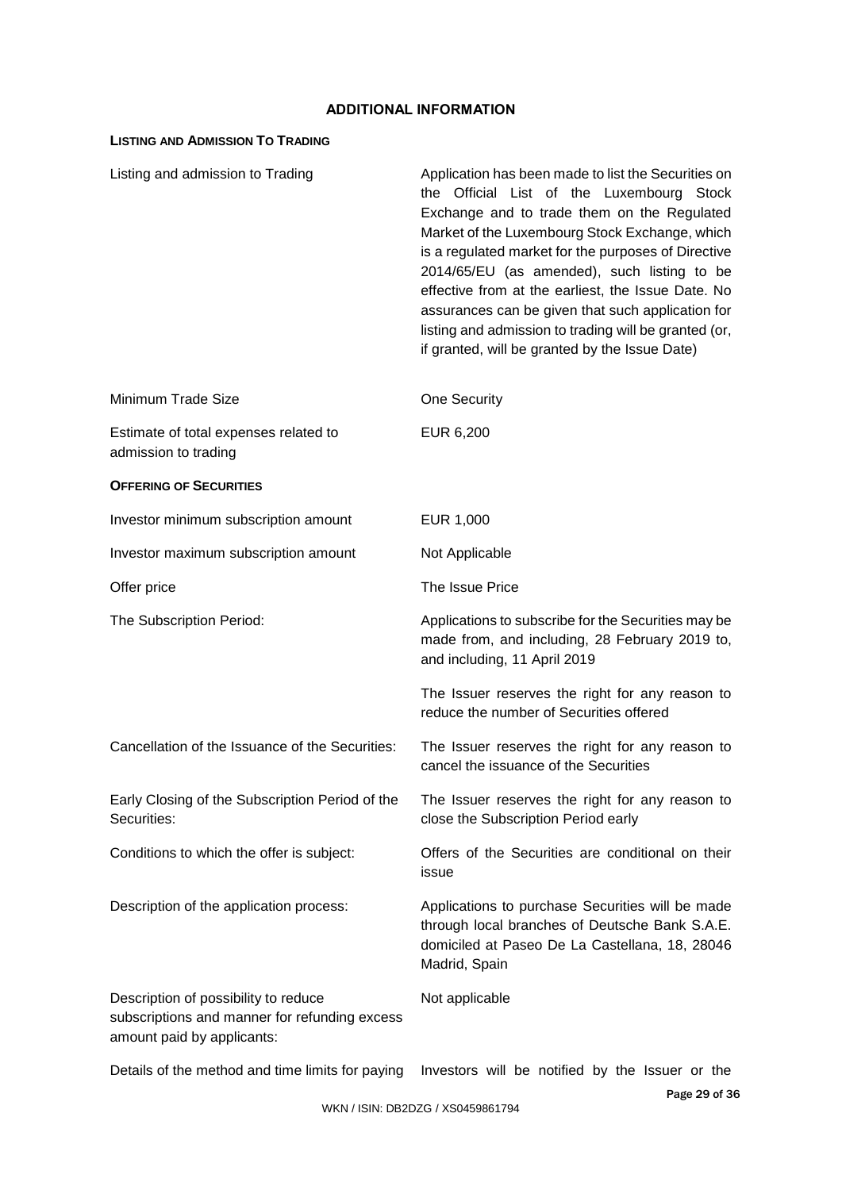## ADDITIONAL INFORMATION

**LISTING AND ADMISSION TO TRADING**

| | |
|---|---|
| Listing and admission to Trading | Application has been made to list the Securities on the Official List of the Luxembourg Stock Exchange and to trade them on the Regulated Market of the Luxembourg Stock Exchange, which is a regulated market for the purposes of Directive 2014/65/EU (as amended), such listing to be effective from at the earliest, the Issue Date. No assurances can be given that such application for listing and admission to trading will be granted (or, if granted, will be granted by the Issue Date) |
| Minimum Trade Size | One Security |
| Estimate of total expenses related to admission to trading | EUR 6,200 |

**OFFERING OF SECURITIES**

| | |
|---|---|
| Investor minimum subscription amount | EUR 1,000 |
| Investor maximum subscription amount | Not Applicable |
| Offer price | The Issue Price |
| The Subscription Period: | Applications to subscribe for the Securities may be made from, and including, 28 February 2019 to, and including, 11 April 2019<br><br>The Issuer reserves the right for any reason to reduce the number of Securities offered |
| Cancellation of the Issuance of the Securities: | The Issuer reserves the right for any reason to cancel the issuance of the Securities |
| Early Closing of the Subscription Period of the Securities: | The Issuer reserves the right for any reason to close the Subscription Period early |
| Conditions to which the offer is subject: | Offers of the Securities are conditional on their issue |
| Description of the application process: | Applications to purchase Securities will be made through local branches of Deutsche Bank S.A.E. domiciled at Paseo De La Castellana, 18, 28046 Madrid, Spain |
| Description of possibility to reduce subscriptions and manner for refunding excess amount paid by applicants: | Not applicable |
| Details of the method and time limits for paying | Investors will be notified by the Issuer or the |

WKN / ISIN: DB2DZG / XS0459861794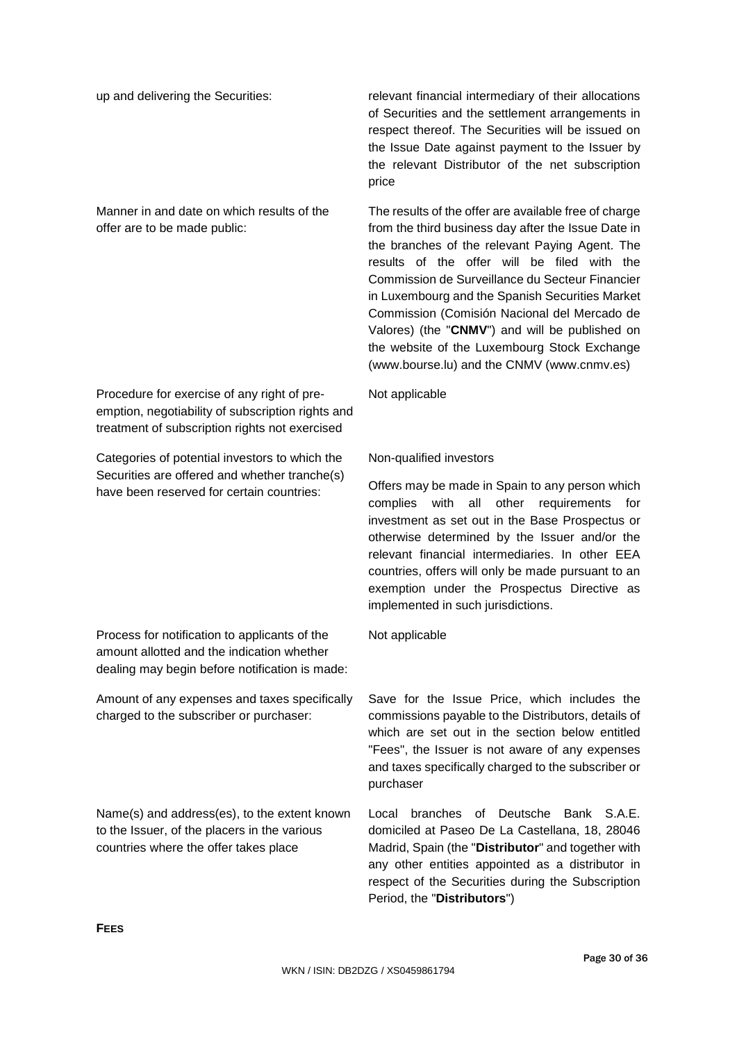| | |
|---|---|
| up and delivering the Securities: | relevant financial intermediary of their allocations of Securities and the settlement arrangements in respect thereof. The Securities will be issued on the Issue Date against payment to the Issuer by the relevant Distributor of the net subscription price |
| Manner in and date on which results of the offer are to be made public: | The results of the offer are available free of charge from the third business day after the Issue Date in the branches of the relevant Paying Agent. The results of the offer will be filed with the Commission de Surveillance du Secteur Financier in Luxembourg and the Spanish Securities Market Commission (Comisión Nacional del Mercado de Valores) (the "**CNMV**") and will be published on the website of the Luxembourg Stock Exchange (www.bourse.lu) and the CNMV (www.cnmv.es) |
| Procedure for exercise of any right of pre-emption, negotiability of subscription rights and treatment of subscription rights not exercised | Not applicable |
| Categories of potential investors to which the Securities are offered and whether tranche(s) have been reserved for certain countries: | Non-qualified investors<br><br>Offers may be made in Spain to any person which complies with all other requirements for investment as set out in the Base Prospectus or otherwise determined by the Issuer and/or the relevant financial intermediaries. In other EEA countries, offers will only be made pursuant to an exemption under the Prospectus Directive as implemented in such jurisdictions. |
| Process for notification to applicants of the amount allotted and the indication whether dealing may begin before notification is made: | Not applicable |
| Amount of any expenses and taxes specifically charged to the subscriber or purchaser: | Save for the Issue Price, which includes the commissions payable to the Distributors, details of which are set out in the section below entitled "Fees", the Issuer is not aware of any expenses and taxes specifically charged to the subscriber or purchaser |
| Name(s) and address(es), to the extent known to the Issuer, of the placers in the various countries where the offer takes place | Local branches of Deutsche Bank S.A.E. domiciled at Paseo De La Castellana, 18, 28046 Madrid, Spain (the "**Distributor**" and together with any other entities appointed as a distributor in respect of the Securities during the Subscription Period, the "**Distributors**") |

**FEES**

WKN / ISIN: DB2DZG / XS0459861794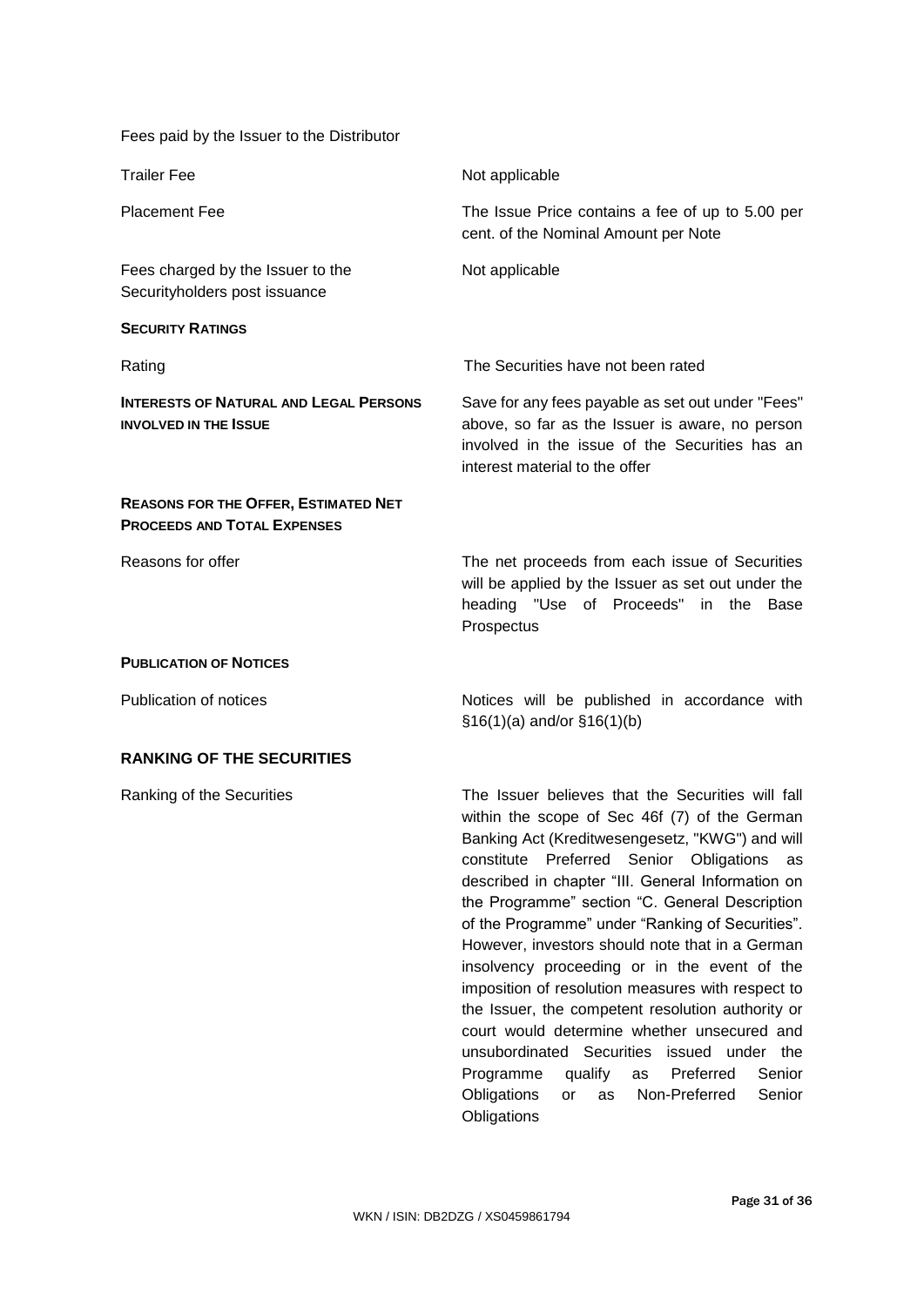Fees paid by the Issuer to the Distributor

| | |
|---|---|
| Trailer Fee | Not applicable |
| Placement Fee | The Issue Price contains a fee of up to 5.00 per cent. of the Nominal Amount per Note |
| Fees charged by the Issuer to the Securityholders post issuance | Not applicable |

**SECURITY RATINGS**

| | |
|---|---|
| Rating | The Securities have not been rated |

| | |
|---|---|
| **INTERESTS OF NATURAL AND LEGAL PERSONS INVOLVED IN THE ISSUE** | Save for any fees payable as set out under "Fees" above, so far as the Issuer is aware, no person involved in the issue of the Securities has an interest material to the offer |

**REASONS FOR THE OFFER, ESTIMATED NET PROCEEDS AND TOTAL EXPENSES**

| | |
|---|---|
| Reasons for offer | The net proceeds from each issue of Securities will be applied by the Issuer as set out under the heading "Use of Proceeds" in the Base Prospectus |

**PUBLICATION OF NOTICES**

| | |
|---|---|
| Publication of notices | Notices will be published in accordance with §16(1)(a) and/or §16(1)(b) |

## RANKING OF THE SECURITIES

| | |
|---|---|
| Ranking of the Securities | The Issuer believes that the Securities will fall within the scope of Sec 46f (7) of the German Banking Act (Kreditwesengesetz, "KWG") and will constitute Preferred Senior Obligations as described in chapter "III. General Information on the Programme" section "C. General Description of the Programme" under "Ranking of Securities". However, investors should note that in a German insolvency proceeding or in the event of the imposition of resolution measures with respect to the Issuer, the competent resolution authority or court would determine whether unsecured and unsubordinated Securities issued under the Programme qualify as Preferred Senior Obligations or as Non-Preferred Senior Obligations |

WKN / ISIN: DB2DZG / XS0459861794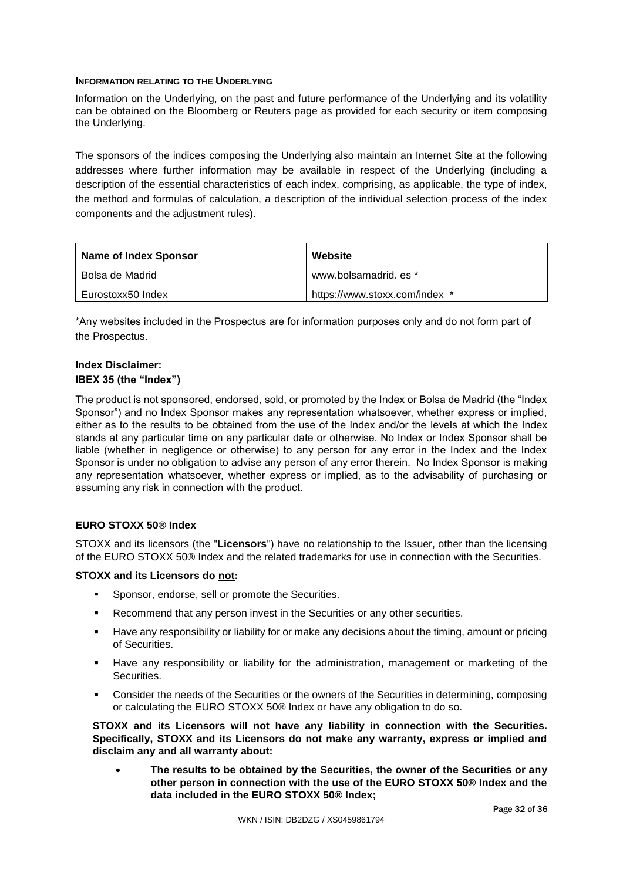#### INFORMATION RELATING TO THE UNDERLYING

Information on the Underlying, on the past and future performance of the Underlying and its volatility can be obtained on the Bloomberg or Reuters page as provided for each security or item composing the Underlying.

The sponsors of the indices composing the Underlying also maintain an Internet Site at the following addresses where further information may be available in respect of the Underlying (including a description of the essential characteristics of each index, comprising, as applicable, the type of index, the method and formulas of calculation, a description of the individual selection process of the index components and the adjustment rules).

| Name of Index Sponsor | Website |
|---|---|
| Bolsa de Madrid | www.bolsamadrid. es * |
| Eurostoxx50 Index | https://www.stoxx.com/index * |

*Any websites included in the Prospectus are for information purposes only and do not form part of the Prospectus.

**Index Disclaimer:**

**IBEX 35 (the "Index")**

The product is not sponsored, endorsed, sold, or promoted by the Index or Bolsa de Madrid (the "Index Sponsor") and no Index Sponsor makes any representation whatsoever, whether express or implied, either as to the results to be obtained from the use of the Index and/or the levels at which the Index stands at any particular time on any particular date or otherwise. No Index or Index Sponsor shall be liable (whether in negligence or otherwise) to any person for any error in the Index and the Index Sponsor is under no obligation to advise any person of any error therein. No Index Sponsor is making any representation whatsoever, whether express or implied, as to the advisability of purchasing or assuming any risk in connection with the product.

**EURO STOXX 50® Index**

STOXX and its licensors (the "**Licensors**") have no relationship to the Issuer, other than the licensing of the EURO STOXX 50® Index and the related trademarks for use in connection with the Securities.

**STOXX and its Licensors do not:**

- Sponsor, endorse, sell or promote the Securities.
- Recommend that any person invest in the Securities or any other securities.
- Have any responsibility or liability for or make any decisions about the timing, amount or pricing of Securities.
- Have any responsibility or liability for the administration, management or marketing of the Securities.
- Consider the needs of the Securities or the owners of the Securities in determining, composing or calculating the EURO STOXX 50® Index or have any obligation to do so.

**STOXX and its Licensors will not have any liability in connection with the Securities. Specifically, STOXX and its Licensors do not make any warranty, express or implied and disclaim any and all warranty about:**

- **The results to be obtained by the Securities, the owner of the Securities or any other person in connection with the use of the EURO STOXX 50® Index and the data included in the EURO STOXX 50® Index;**

WKN / ISIN: DB2DZG / XS0459861794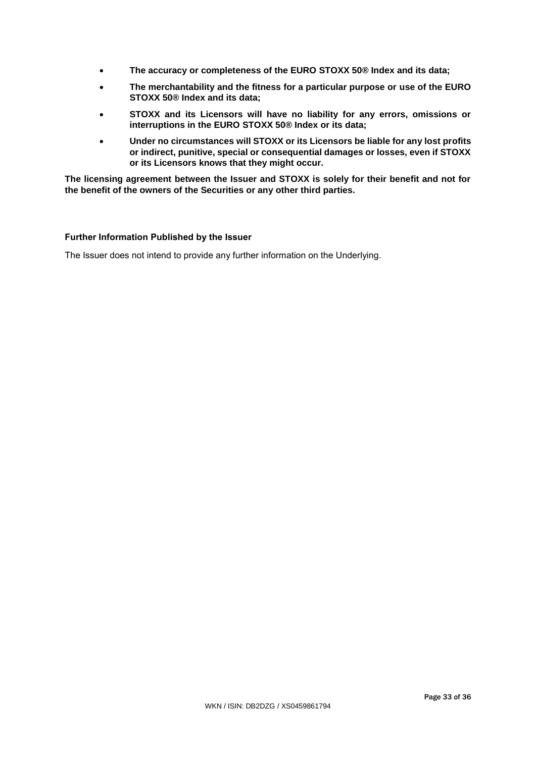- **The accuracy or completeness of the EURO STOXX 50® Index and its data;**
- **The merchantability and the fitness for a particular purpose or use of the EURO STOXX 50® Index and its data;**
- **STOXX and its Licensors will have no liability for any errors, omissions or interruptions in the EURO STOXX 50® Index or its data;**
- **Under no circumstances will STOXX or its Licensors be liable for any lost profits or indirect, punitive, special or consequential damages or losses, even if STOXX or its Licensors knows that they might occur.**

**The licensing agreement between the Issuer and STOXX is solely for their benefit and not for the benefit of the owners of the Securities or any other third parties.**

**Further Information Published by the Issuer**

The Issuer does not intend to provide any further information on the Underlying.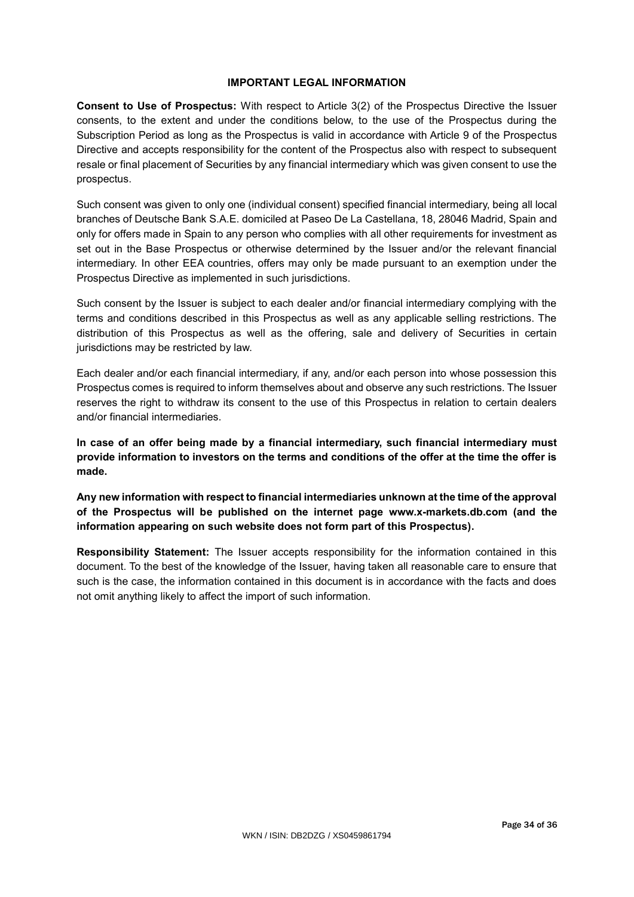## IMPORTANT LEGAL INFORMATION

**Consent to Use of Prospectus:** With respect to Article 3(2) of the Prospectus Directive the Issuer consents, to the extent and under the conditions below, to the use of the Prospectus during the Subscription Period as long as the Prospectus is valid in accordance with Article 9 of the Prospectus Directive and accepts responsibility for the content of the Prospectus also with respect to subsequent resale or final placement of Securities by any financial intermediary which was given consent to use the prospectus.

Such consent was given to only one (individual consent) specified financial intermediary, being all local branches of Deutsche Bank S.A.E. domiciled at Paseo De La Castellana, 18, 28046 Madrid, Spain and only for offers made in Spain to any person who complies with all other requirements for investment as set out in the Base Prospectus or otherwise determined by the Issuer and/or the relevant financial intermediary. In other EEA countries, offers may only be made pursuant to an exemption under the Prospectus Directive as implemented in such jurisdictions.

Such consent by the Issuer is subject to each dealer and/or financial intermediary complying with the terms and conditions described in this Prospectus as well as any applicable selling restrictions. The distribution of this Prospectus as well as the offering, sale and delivery of Securities in certain jurisdictions may be restricted by law.

Each dealer and/or each financial intermediary, if any, and/or each person into whose possession this Prospectus comes is required to inform themselves about and observe any such restrictions. The Issuer reserves the right to withdraw its consent to the use of this Prospectus in relation to certain dealers and/or financial intermediaries.

**In case of an offer being made by a financial intermediary, such financial intermediary must provide information to investors on the terms and conditions of the offer at the time the offer is made.**

**Any new information with respect to financial intermediaries unknown at the time of the approval of the Prospectus will be published on the internet page www.x-markets.db.com (and the information appearing on such website does not form part of this Prospectus).**

**Responsibility Statement:** The Issuer accepts responsibility for the information contained in this document. To the best of the knowledge of the Issuer, having taken all reasonable care to ensure that such is the case, the information contained in this document is in accordance with the facts and does not omit anything likely to affect the import of such information.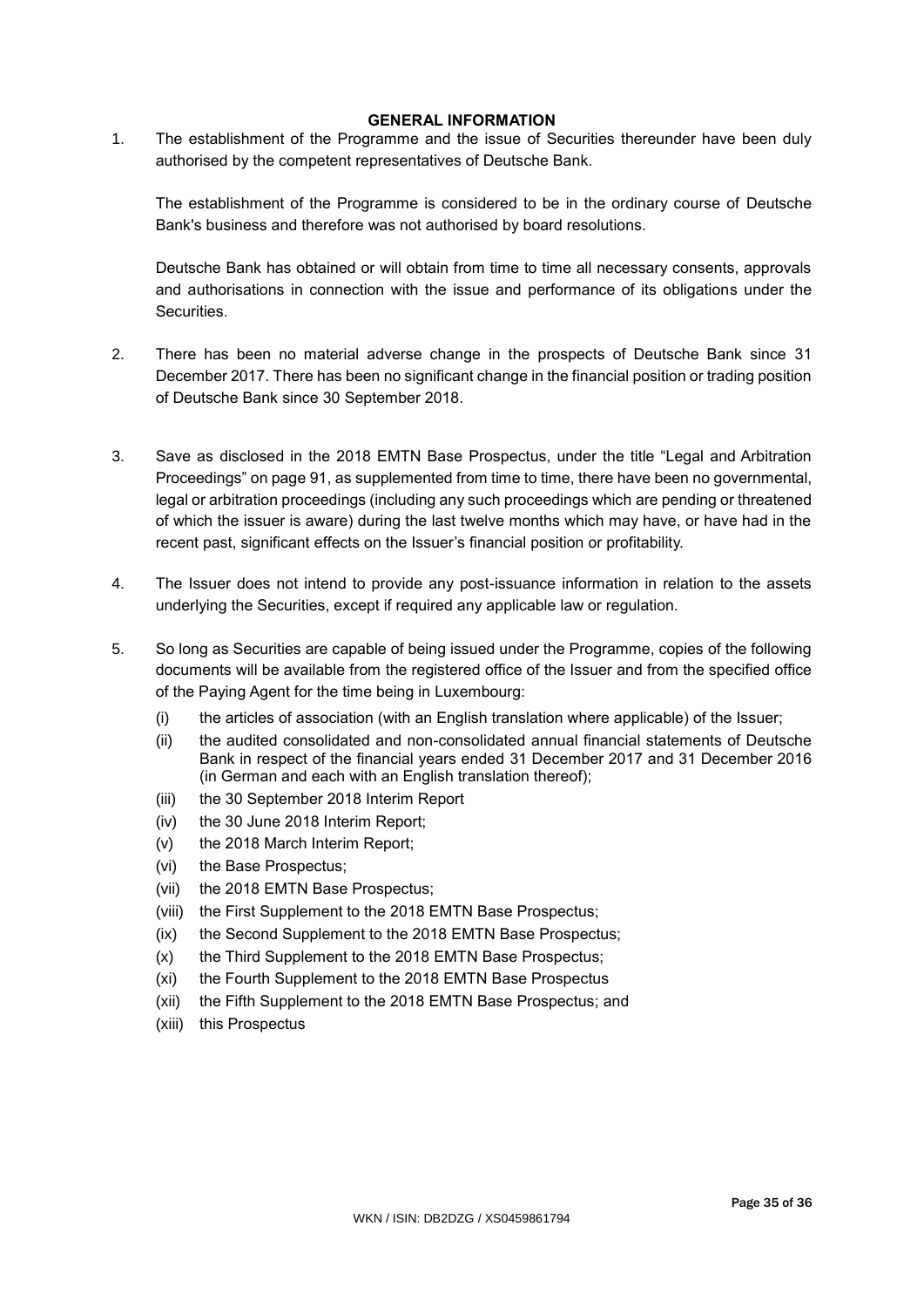## GENERAL INFORMATION

1. The establishment of the Programme and the issue of Securities thereunder have been duly authorised by the competent representatives of Deutsche Bank.

   The establishment of the Programme is considered to be in the ordinary course of Deutsche Bank's business and therefore was not authorised by board resolutions.

   Deutsche Bank has obtained or will obtain from time to time all necessary consents, approvals and authorisations in connection with the issue and performance of its obligations under the Securities.

2. There has been no material adverse change in the prospects of Deutsche Bank since 31 December 2017. There has been no significant change in the financial position or trading position of Deutsche Bank since 30 September 2018.

3. Save as disclosed in the 2018 EMTN Base Prospectus, under the title "Legal and Arbitration Proceedings" on page 91, as supplemented from time to time, there have been no governmental, legal or arbitration proceedings (including any such proceedings which are pending or threatened of which the issuer is aware) during the last twelve months which may have, or have had in the recent past, significant effects on the Issuer's financial position or profitability.

4. The Issuer does not intend to provide any post-issuance information in relation to the assets underlying the Securities, except if required any applicable law or regulation.

5. So long as Securities are capable of being issued under the Programme, copies of the following documents will be available from the registered office of the Issuer and from the specified office of the Paying Agent for the time being in Luxembourg:

   (i) the articles of association (with an English translation where applicable) of the Issuer;

   (ii) the audited consolidated and non-consolidated annual financial statements of Deutsche Bank in respect of the financial years ended 31 December 2017 and 31 December 2016 (in German and each with an English translation thereof);

   (iii) the 30 September 2018 Interim Report

   (iv) the 30 June 2018 Interim Report;

   (v) the 2018 March Interim Report;

   (vi) the Base Prospectus;

   (vii) the 2018 EMTN Base Prospectus;

   (viii) the First Supplement to the 2018 EMTN Base Prospectus;

   (ix) the Second Supplement to the 2018 EMTN Base Prospectus;

   (x) the Third Supplement to the 2018 EMTN Base Prospectus;

   (xi) the Fourth Supplement to the 2018 EMTN Base Prospectus

   (xii) the Fifth Supplement to the 2018 EMTN Base Prospectus; and

   (xiii) this Prospectus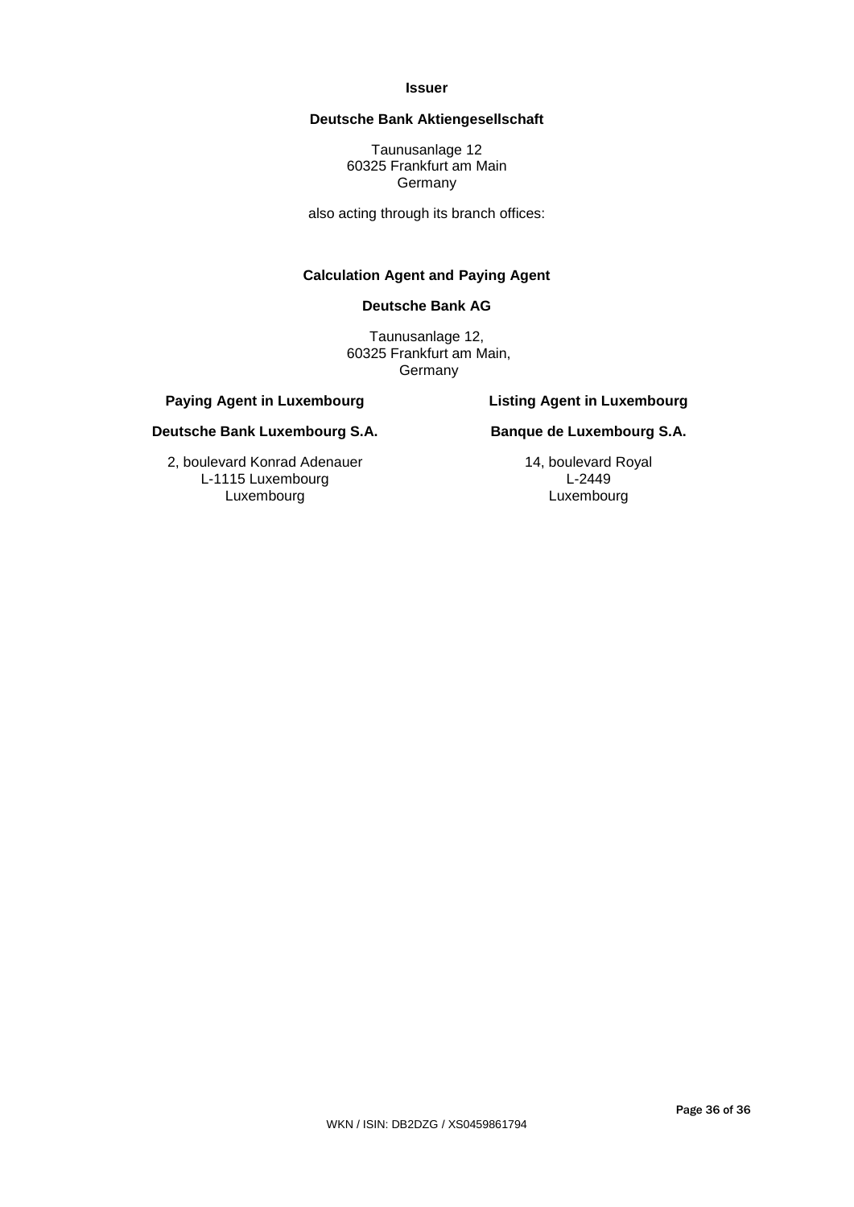**Issuer**

**Deutsche Bank Aktiengesellschaft**

Taunusanlage 12
60325 Frankfurt am Main
Germany

also acting through its branch offices:

**Calculation Agent and Paying Agent**

**Deutsche Bank AG**

Taunusanlage 12,
60325 Frankfurt am Main,
Germany

**Paying Agent in Luxembourg**

**Deutsche Bank Luxembourg S.A.**

2, boulevard Konrad Adenauer
L-1115 Luxembourg
Luxembourg

**Listing Agent in Luxembourg**

**Banque de Luxembourg S.A.**

14, boulevard Royal
L-2449
Luxembourg

WKN / ISIN: DB2DZG / XS0459861794